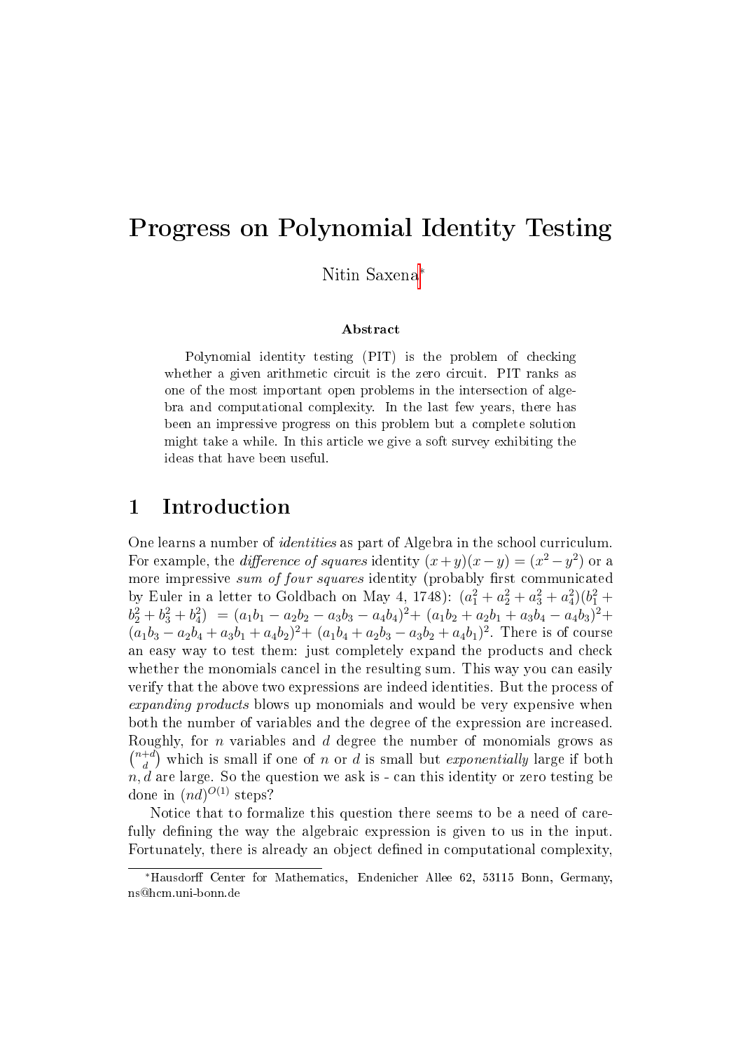# Progress on Polynomial Identity Testing

Nitin Saxena*

### Abstract

Polynomial identity testing (PIT) is the problem of checking whether a given arithmetic circuit is the zero circuit. PIT ranks as one of the most important open problems in the intersection of algebra and computational complexity. In the last few years, there has been an impressive progress on this problem but a complete solution might take a while. In this article we give a soft survey exhibiting the ideas that have been useful.

## 1 Introduction

One learns a number of *identities* as part of Algebra in the school curriculum. For example, the *difference of squares* identity $(x+y)(x-y) = (x^2 - y^2)$ or a more impressive *sum of four squares* identity (probably first communicated by Euler in a letter to Goldbach on May 4, 1748): $(a_1^2 + a_2^2 + a_3^2 + a_4^2)(b_1^2 + b_2^2 + b_3^2 + b_4^2) = (a_1b_1 - a_2b_2 - a_3b_3 - a_4b_4)^2 + (a_1b_2 + a_2b_1 + a_3b_4 - a_4b_3)^2 + (a_1b_3 - a_2b_4 + a_3b_1 + a_4b_2)^2 + (a_1b_4 + a_2b_3 - a_3b_2 + a_4b_1)^2$. There is of course an easy way to test them: just completely expand the products and check whether the monomials cancel in the resulting sum. This way you can easily verify that the above two expressions are indeed identities. But the process of *expanding products* blows up monomials and would be very expensive when both the number of variables and the degree of the expression are increased. Roughly, for $n$ variables and $d$ degree the number of monomials grows as $\binom{n+d}{d}$ which is small if one of $n$ or $d$ is small but *exponentially* large if both $n, d$ are large. So the question we ask is - can this identity or zero testing be done in $(nd)^{O(1)}$ steps?

Notice that to formalize this question there seems to be a need of carefully defining the way the algebraic expression is given to us in the input. Fortunately, there is already an object defined in computational complexity,

---

*Hausdorff Center for Mathematics, Endenicher Allee 62, 53115 Bonn, Germany, ns@hcm.uni-bonn.de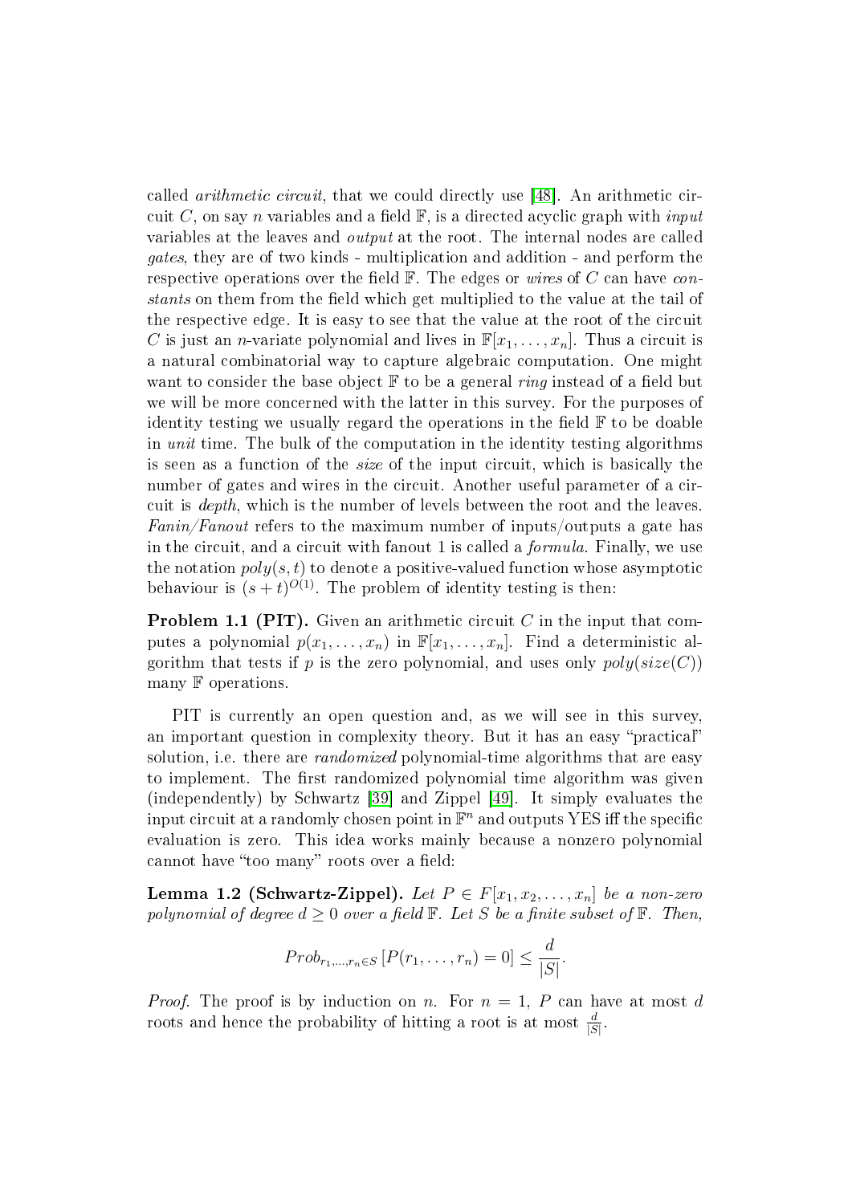called *arithmetic circuit*, that we could directly use [48]. An arithmetic circuit $C$, on say $n$ variables and a field $\mathbb{F}$, is a directed acyclic graph with *input* variables at the leaves and *output* at the root. The internal nodes are called *gates*, they are of two kinds - multiplication and addition - and perform the respective operations over the field $\mathbb{F}$. The edges or *wires* of $C$ can have *constants* on them from the field which get multiplied to the value at the tail of the respective edge. It is easy to see that the value at the root of the circuit $C$ is just an $n$-variate polynomial and lives in $\mathbb{F}[x_1, \ldots, x_n]$. Thus a circuit is a natural combinatorial way to capture algebraic computation. One might want to consider the base object $\mathbb{F}$ to be a general *ring* instead of a field but we will be more concerned with the latter in this survey. For the purposes of identity testing we usually regard the operations in the field $\mathbb{F}$ to be doable in *unit* time. The bulk of the computation in the identity testing algorithms is seen as a function of the *size* of the input circuit, which is basically the number of gates and wires in the circuit. Another useful parameter of a circuit is *depth*, which is the number of levels between the root and the leaves. *Fanin/Fanout* refers to the maximum number of inputs/outputs a gate has in the circuit, and a circuit with fanout 1 is called a *formula*. Finally, we use the notation $poly(s,t)$ to denote a positive-valued function whose asymptotic behaviour is $(s+t)^{O(1)}$. The problem of identity testing is then:

**Problem 1.1 (PIT).** Given an arithmetic circuit $C$ in the input that computes a polynomial $p(x_1, \ldots, x_n)$ in $\mathbb{F}[x_1, \ldots, x_n]$. Find a deterministic algorithm that tests if $p$ is the zero polynomial, and uses only $poly(size(C))$ many $\mathbb{F}$ operations.

PIT is currently an open question and, as we will see in this survey, an important question in complexity theory. But it has an easy "practical" solution, i.e. there are *randomized* polynomial-time algorithms that are easy to implement. The first randomized polynomial time algorithm was given (independently) by Schwartz [39] and Zippel [49]. It simply evaluates the input circuit at a randomly chosen point in $\mathbb{F}^n$ and outputs YES iff the specific evaluation is zero. This idea works mainly because a nonzero polynomial cannot have "too many" roots over a field:

**Lemma 1.2 (Schwartz-Zippel).** *Let $P \in F[x_1, x_2, \ldots, x_n]$ be a non-zero polynomial of degree $d \geq 0$ over a field $\mathbb{F}$. Let $S$ be a finite subset of $\mathbb{F}$. Then,*

$$Prob_{r_1,\ldots,r_n \in S}\left[P(r_1, \ldots, r_n) = 0\right] \leq \frac{d}{|S|}.$$

*Proof.* The proof is by induction on $n$. For $n = 1$, $P$ can have at most $d$ roots and hence the probability of hitting a root is at most $\frac{d}{|S|}$.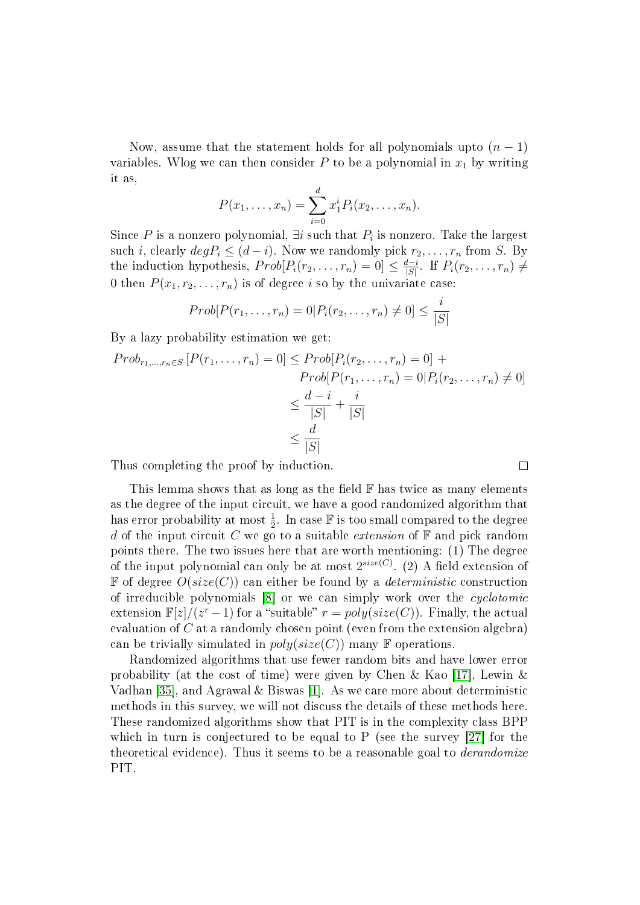Now, assume that the statement holds for all polynomials upto $(n-1)$ variables. Wlog we can then consider $P$ to be a polynomial in $x_1$ by writing it as,

$$P(x_1, \ldots, x_n) = \sum_{i=0}^{d} x_1^i P_i(x_2, \ldots, x_n).$$

Since $P$ is a nonzero polynomial, $\exists i$ such that $P_i$ is nonzero. Take the largest such $i$, clearly $degP_i \leq (d-i)$. Now we randomly pick $r_2, \ldots, r_n$ from $S$. By the induction hypothesis, $Prob[P_i(r_2, \ldots, r_n) = 0] \leq \frac{d-i}{|S|}$. If $P_i(r_2, \ldots, r_n) \neq 0$ then $P(x_1, r_2, \ldots, r_n)$ is of degree $i$ so by the univariate case:

$$Prob[P(r_1, \ldots, r_n) = 0 | P_i(r_2, \ldots, r_n) \neq 0] \leq \frac{i}{|S|}$$

By a lazy probability estimation we get:

$$\begin{aligned}
Prob_{r_1,\ldots,r_n \in S}[P(r_1, \ldots, r_n) = 0] &\leq Prob[P_i(r_2, \ldots, r_n) = 0] + \\
&\quad\; Prob[P(r_1, \ldots, r_n) = 0 | P_i(r_2, \ldots, r_n) \neq 0] \\
&\leq \frac{d-i}{|S|} + \frac{i}{|S|} \\
&\leq \frac{d}{|S|}
\end{aligned}$$

Thus completing the proof by induction. □

This lemma shows that as long as the field $\mathbb{F}$ has twice as many elements as the degree of the input circuit, we have a good randomized algorithm that has error probability at most $\frac{1}{2}$. In case $\mathbb{F}$ is too small compared to the degree $d$ of the input circuit $C$ we go to a suitable *extension* of $\mathbb{F}$ and pick random points there. The two issues here that are worth mentioning: (1) The degree of the input polynomial can only be at most $2^{size(C)}$. (2) A field extension of $\mathbb{F}$ of degree $O(size(C))$ can either be found by a *deterministic* construction of irreducible polynomials [8] or we can simply work over the *cyclotomic* extension $\mathbb{F}[z]/(z^r - 1)$ for a "suitable" $r = poly(size(C))$. Finally, the actual evaluation of $C$ at a randomly chosen point (even from the extension algebra) can be trivially simulated in $poly(size(C))$ many $\mathbb{F}$ operations.

Randomized algorithms that use fewer random bits and have lower error probability (at the cost of time) were given by Chen & Kao [17], Lewin & Vadhan [35], and Agrawal & Biswas [1]. As we care more about deterministic methods in this survey, we will not discuss the details of these methods here. These randomized algorithms show that PIT is in the complexity class BPP which in turn is conjectured to be equal to P (see the survey [27] for the theoretical evidence). Thus it seems to be a reasonable goal to *derandomize* PIT.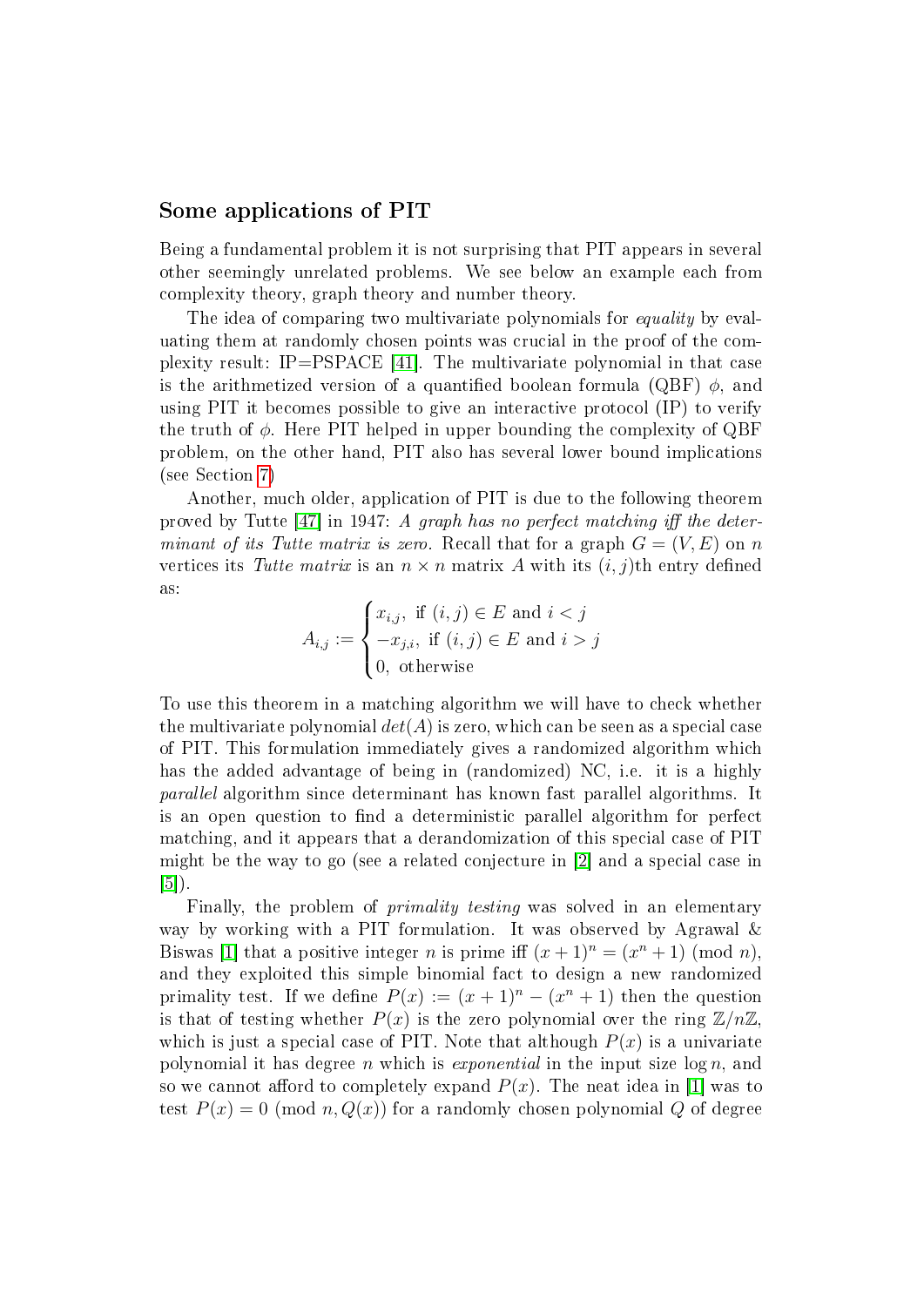### Some applications of PIT

Being a fundamental problem it is not surprising that PIT appears in several other seemingly unrelated problems. We see below an example each from complexity theory, graph theory and number theory.

The idea of comparing two multivariate polynomials for *equality* by evaluating them at randomly chosen points was crucial in the proof of the complexity result: IP=PSPACE [41]. The multivariate polynomial in that case is the arithmetized version of a quantified boolean formula (QBF) $\phi$, and using PIT it becomes possible to give an interactive protocol (IP) to verify the truth of $\phi$. Here PIT helped in upper bounding the complexity of QBF problem, on the other hand, PIT also has several lower bound implications (see Section 7)

Another, much older, application of PIT is due to the following theorem proved by Tutte [47] in 1947: *A graph has no perfect matching iff the determinant of its Tutte matrix is zero.* Recall that for a graph $G = (V, E)$ on $n$ vertices its *Tutte matrix* is an $n \times n$ matrix $A$ with its $(i, j)$th entry defined as:

$$A_{i,j} := \begin{cases} x_{i,j}, \text{ if } (i,j) \in E \text{ and } i < j \\ -x_{j,i}, \text{ if } (i,j) \in E \text{ and } i > j \\ 0, \text{ otherwise} \end{cases}$$

To use this theorem in a matching algorithm we will have to check whether the multivariate polynomial $det(A)$ is zero, which can be seen as a special case of PIT. This formulation immediately gives a randomized algorithm which has the added advantage of being in (randomized) NC, i.e. it is a highly *parallel* algorithm since determinant has known fast parallel algorithms. It is an open question to find a deterministic parallel algorithm for perfect matching, and it appears that a derandomization of this special case of PIT might be the way to go (see a related conjecture in [2] and a special case in [5]).

Finally, the problem of *primality testing* was solved in an elementary way by working with a PIT formulation. It was observed by Agrawal & Biswas [1] that a positive integer $n$ is prime iff $(x + 1)^n = (x^n + 1) \pmod n$, and they exploited this simple binomial fact to design a new randomized primality test. If we define $P(x) := (x + 1)^n - (x^n + 1)$ then the question is that of testing whether $P(x)$ is the zero polynomial over the ring $\mathbb{Z}/n\mathbb{Z}$, which is just a special case of PIT. Note that although $P(x)$ is a univariate polynomial it has degree $n$ which is *exponential* in the input size $\log n$, and so we cannot afford to completely expand $P(x)$. The neat idea in [1] was to test $P(x) = 0 \pmod{n, Q(x)}$ for a randomly chosen polynomial $Q$ of degree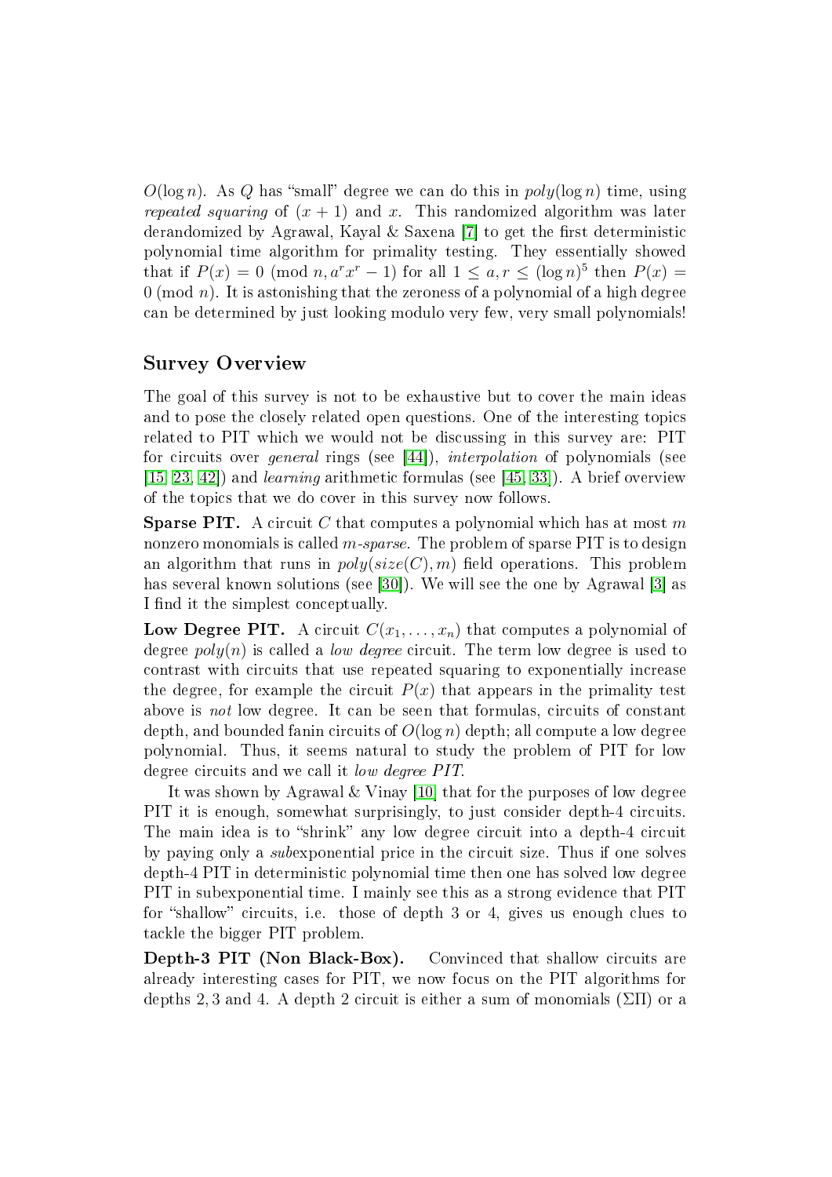$O(\log n)$. As $Q$ has "small" degree we can do this in $poly(\log n)$ time, using *repeated squaring* of $(x+1)$ and $x$. This randomized algorithm was later derandomized by Agrawal, Kayal & Saxena [7] to get the first deterministic polynomial time algorithm for primality testing. They essentially showed that if $P(x) = 0 \pmod{n, a^r x^r - 1}$ for all $1 \le a, r \le (\log n)^5$ then $P(x) = 0 \pmod{n}$. It is astonishing that the zeroness of a polynomial of a high degree can be determined by just looking modulo very few, very small polynomials!

## Survey Overview

The goal of this survey is not to be exhaustive but to cover the main ideas and to pose the closely related open questions. One of the interesting topics related to PIT which we would not be discussing in this survey are: PIT for circuits over *general* rings (see [44]), *interpolation* of polynomials (see [15, 23, 42]) and *learning* arithmetic formulas (see [45, 33]). A brief overview of the topics that we do cover in this survey now follows.

**Sparse PIT.** A circuit $C$ that computes a polynomial which has at most $m$ nonzero monomials is called $m$-*sparse*. The problem of sparse PIT is to design an algorithm that runs in $poly(size(C), m)$ field operations. This problem has several known solutions (see [30]). We will see the one by Agrawal [3] as I find it the simplest conceptually.

**Low Degree PIT.** A circuit $C(x_1, \ldots, x_n)$ that computes a polynomial of degree $poly(n)$ is called a *low degree* circuit. The term low degree is used to contrast with circuits that use repeated squaring to exponentially increase the degree, for example the circuit $P(x)$ that appears in the primality test above is *not* low degree. It can be seen that formulas, circuits of constant depth, and bounded fanin circuits of $O(\log n)$ depth; all compute a low degree polynomial. Thus, it seems natural to study the problem of PIT for low degree circuits and we call it *low degree PIT*.

It was shown by Agrawal & Vinay [10] that for the purposes of low degree PIT it is enough, somewhat surprisingly, to just consider depth-4 circuits. The main idea is to "shrink" any low degree circuit into a depth-4 circuit by paying only a *sub*exponential price in the circuit size. Thus if one solves depth-4 PIT in deterministic polynomial time then one has solved low degree PIT in subexponential time. I mainly see this as a strong evidence that PIT for "shallow" circuits, i.e. those of depth 3 or 4, gives us enough clues to tackle the bigger PIT problem.

**Depth-3 PIT (Non Black-Box).** Convinced that shallow circuits are already interesting cases for PIT, we now focus on the PIT algorithms for depths 2, 3 and 4. A depth 2 circuit is either a sum of monomials ($\Sigma\Pi$) or a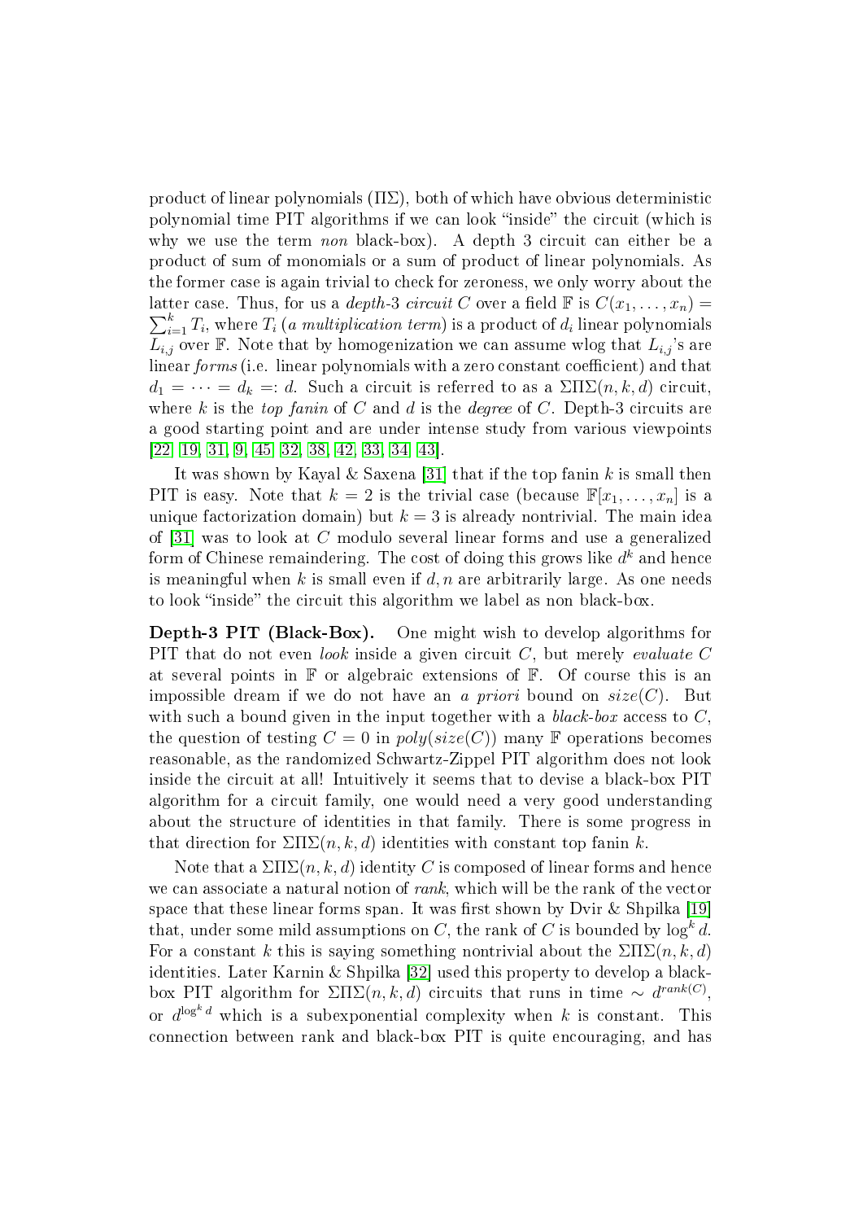product of linear polynomials ($\Pi\Sigma$), both of which have obvious deterministic polynomial time PIT algorithms if we can look "inside" the circuit (which is why we use the term *non* black-box). A depth 3 circuit can either be a product of sum of monomials or a sum of product of linear polynomials. As the former case is again trivial to check for zeroness, we only worry about the latter case. Thus, for us a *depth-3 circuit* $C$ over a field $\mathbb{F}$ is $C(x_1, \ldots, x_n) = \sum_{i=1}^{k} T_i$, where $T_i$ (*a multiplication term*) is a product of $d_i$ linear polynomials $L_{i,j}$ over $\mathbb{F}$. Note that by homogenization we can assume wlog that $L_{i,j}$'s are linear *forms* (i.e. linear polynomials with a zero constant coefficient) and that $d_1 = \cdots = d_k =: d$. Such a circuit is referred to as a $\Sigma\Pi\Sigma(n, k, d)$ circuit, where $k$ is the *top fanin* of $C$ and $d$ is the *degree* of $C$. Depth-3 circuits are a good starting point and are under intense study from various viewpoints [22, 19, 31, 9, 45, 32, 38, 42, 33, 34, 43].

It was shown by Kayal & Saxena [31] that if the top fanin $k$ is small then PIT is easy. Note that $k = 2$ is the trivial case (because $\mathbb{F}[x_1, \ldots, x_n]$ is a unique factorization domain) but $k = 3$ is already nontrivial. The main idea of [31] was to look at $C$ modulo several linear forms and use a generalized form of Chinese remaindering. The cost of doing this grows like $d^k$ and hence is meaningful when $k$ is small even if $d, n$ are arbitrarily large. As one needs to look "inside" the circuit this algorithm we label as non black-box.

**Depth-3 PIT (Black-Box).** One might wish to develop algorithms for PIT that do not even *look* inside a given circuit $C$, but merely *evaluate* $C$ at several points in $\mathbb{F}$ or algebraic extensions of $\mathbb{F}$. Of course this is an impossible dream if we do not have an *a priori* bound on $size(C)$. But with such a bound given in the input together with a *black-box* access to $C$, the question of testing $C = 0$ in $poly(size(C))$ many $\mathbb{F}$ operations becomes reasonable, as the randomized Schwartz-Zippel PIT algorithm does not look inside the circuit at all! Intuitively it seems that to devise a black-box PIT algorithm for a circuit family, one would need a very good understanding about the structure of identities in that family. There is some progress in that direction for $\Sigma\Pi\Sigma(n, k, d)$ identities with constant top fanin $k$.

Note that a $\Sigma\Pi\Sigma(n, k, d)$ identity $C$ is composed of linear forms and hence we can associate a natural notion of *rank*, which will be the rank of the vector space that these linear forms span. It was first shown by Dvir & Shpilka [19] that, under some mild assumptions on $C$, the rank of $C$ is bounded by $\log^k d$. For a constant $k$ this is saying something nontrivial about the $\Sigma\Pi\Sigma(n, k, d)$ identities. Later Karnin & Shpilka [32] used this property to develop a black-box PIT algorithm for $\Sigma\Pi\Sigma(n, k, d)$ circuits that runs in time $\sim d^{rank(C)}$, or $d^{\log^k d}$ which is a subexponential complexity when $k$ is constant. This connection between rank and black-box PIT is quite encouraging, and has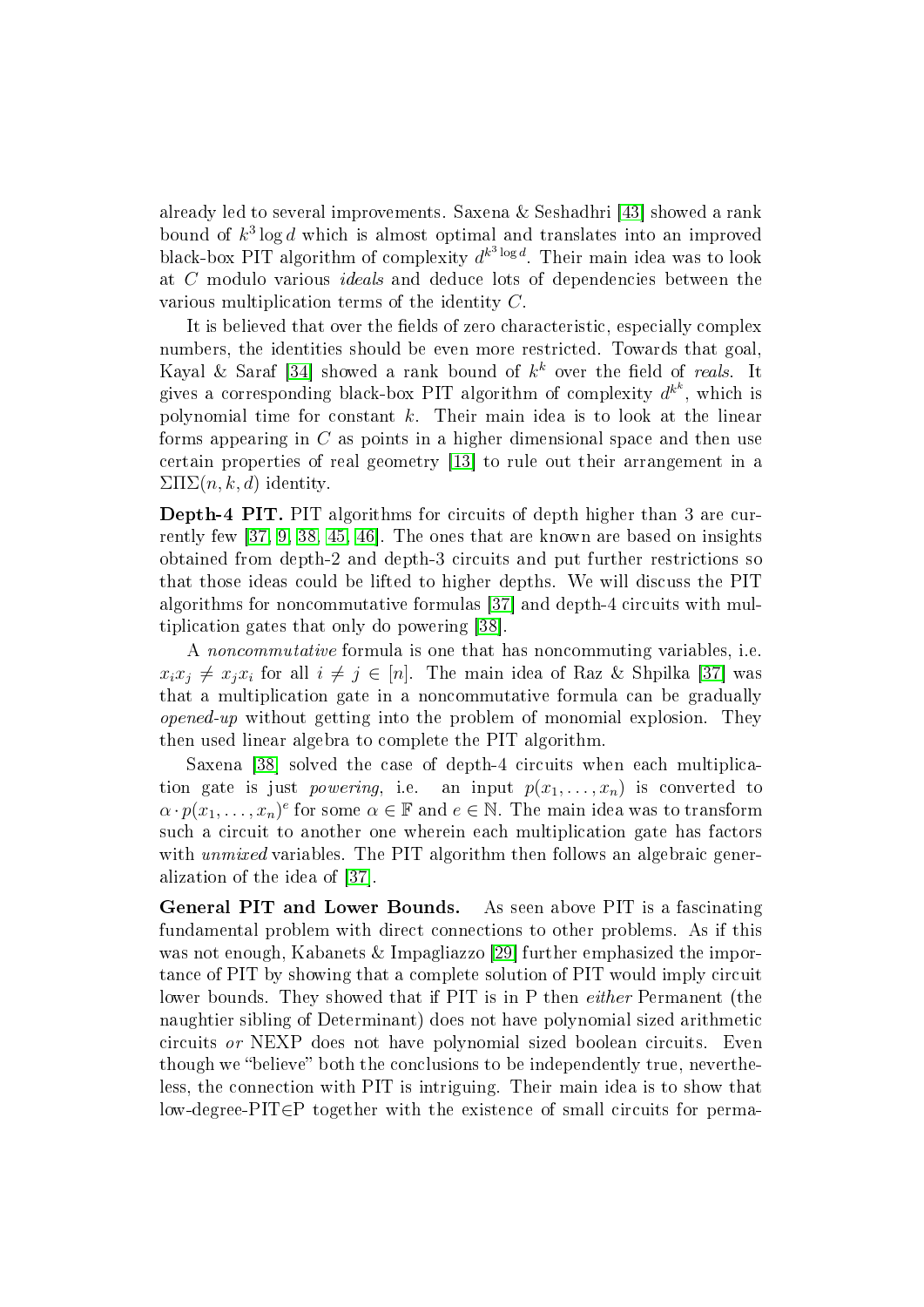already led to several improvements. Saxena & Seshadhri [43] showed a rank bound of $k^3 \log d$ which is almost optimal and translates into an improved black-box PIT algorithm of complexity $d^{k^3 \log d}$. Their main idea was to look at $C$ modulo various *ideals* and deduce lots of dependencies between the various multiplication terms of the identity $C$.

It is believed that over the fields of zero characteristic, especially complex numbers, the identities should be even more restricted. Towards that goal, Kayal & Saraf [34] showed a rank bound of $k^k$ over the field of *reals*. It gives a corresponding black-box PIT algorithm of complexity $d^{k^k}$, which is polynomial time for constant $k$. Their main idea is to look at the linear forms appearing in $C$ as points in a higher dimensional space and then use certain properties of real geometry [13] to rule out their arrangement in a $\Sigma\Pi\Sigma(n,k,d)$ identity.

**Depth-4 PIT.** PIT algorithms for circuits of depth higher than 3 are currently few [37, 9, 38, 45, 46]. The ones that are known are based on insights obtained from depth-2 and depth-3 circuits and put further restrictions so that those ideas could be lifted to higher depths. We will discuss the PIT algorithms for noncommutative formulas [37] and depth-4 circuits with multiplication gates that only do powering [38].

A *noncommutative* formula is one that has noncommuting variables, i.e. $x_i x_j \neq x_j x_i$ for all $i \neq j \in [n]$. The main idea of Raz & Shpilka [37] was that a multiplication gate in a noncommutative formula can be gradually *opened-up* without getting into the problem of monomial explosion. They then used linear algebra to complete the PIT algorithm.

Saxena [38] solved the case of depth-4 circuits when each multiplication gate is just *powering*, i.e. an input $p(x_1, \ldots, x_n)$ is converted to $\alpha \cdot p(x_1, \ldots, x_n)^e$ for some $\alpha \in \mathbb{F}$ and $e \in \mathbb{N}$. The main idea was to transform such a circuit to another one wherein each multiplication gate has factors with *unmixed* variables. The PIT algorithm then follows an algebraic generalization of the idea of [37].

**General PIT and Lower Bounds.** As seen above PIT is a fascinating fundamental problem with direct connections to other problems. As if this was not enough, Kabanets & Impagliazzo [29] further emphasized the importance of PIT by showing that a complete solution of PIT would imply circuit lower bounds. They showed that if PIT is in P then *either* Permanent (the naughtier sibling of Determinant) does not have polynomial sized arithmetic circuits *or* NEXP does not have polynomial sized boolean circuits. Even though we "believe" both the conclusions to be independently true, nevertheless, the connection with PIT is intriguing. Their main idea is to show that low-degree-PIT$\in$P together with the existence of small circuits for perma-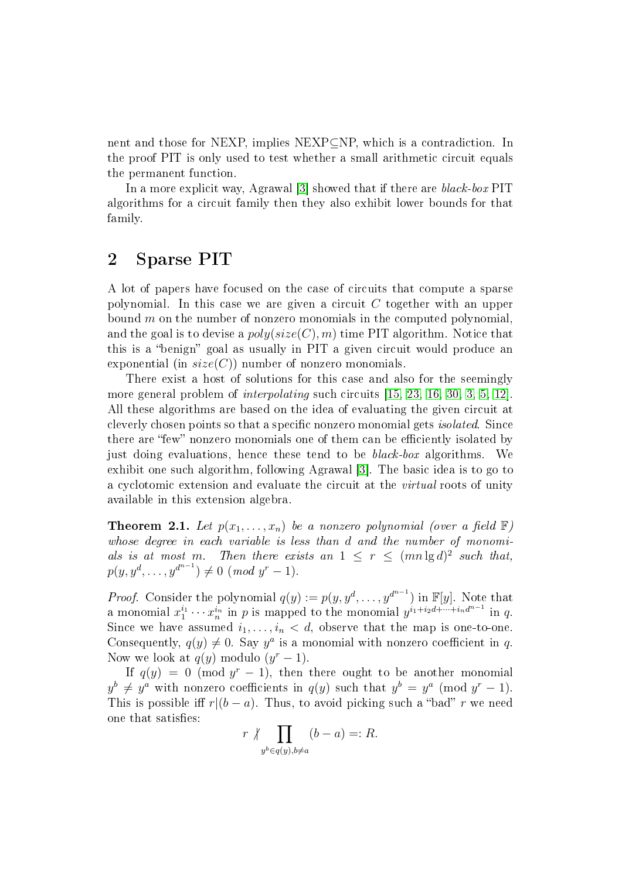nent and those for NEXP, implies NEXP⊆NP, which is a contradiction. In the proof PIT is only used to test whether a small arithmetic circuit equals the permanent function.

In a more explicit way, Agrawal [3] showed that if there are *black-box* PIT algorithms for a circuit family then they also exhibit lower bounds for that family.

## 2 Sparse PIT

A lot of papers have focused on the case of circuits that compute a sparse polynomial. In this case we are given a circuit $C$ together with an upper bound $m$ on the number of nonzero monomials in the computed polynomial, and the goal is to devise a $poly(size(C), m)$ time PIT algorithm. Notice that this is a "benign" goal as usually in PIT a given circuit would produce an exponential (in $size(C)$) number of nonzero monomials.

There exist a host of solutions for this case and also for the seemingly more general problem of *interpolating* such circuits [15, 23, 16, 30, 3, 5, 12]. All these algorithms are based on the idea of evaluating the given circuit at cleverly chosen points so that a specific nonzero monomial gets *isolated*. Since there are "few" nonzero monomials one of them can be efficiently isolated by just doing evaluations, hence these tend to be *black-box* algorithms. We exhibit one such algorithm, following Agrawal [3]. The basic idea is to go to a cyclotomic extension and evaluate the circuit at the *virtual* roots of unity available in this extension algebra.

**Theorem 2.1.** *Let $p(x_1, \ldots, x_n)$ be a nonzero polynomial (over a field $\mathbb{F}$) whose degree in each variable is less than $d$ and the number of monomials is at most $m$. Then there exists an $1 \leq r \leq (mn \lg d)^2$ such that, $p(y, y^d, \ldots, y^{d^{n-1}}) \neq 0 \pmod{y^r - 1}$.*

*Proof.* Consider the polynomial $q(y) := p(y, y^d, \ldots, y^{d^{n-1}})$ in $\mathbb{F}[y]$. Note that a monomial $x_1^{i_1} \cdots x_n^{i_n}$ in $p$ is mapped to the monomial $y^{i_1 + i_2 d + \cdots + i_n d^{n-1}}$ in $q$. Since we have assumed $i_1, \ldots, i_n < d$, observe that the map is one-to-one. Consequently, $q(y) \neq 0$. Say $y^a$ is a monomial with nonzero coefficient in $q$. Now we look at $q(y)$ modulo $(y^r - 1)$.

If $q(y) = 0 \pmod{y^r - 1}$, then there ought to be another monomial $y^b \neq y^a$ with nonzero coefficients in $q(y)$ such that $y^b = y^a \pmod{y^r - 1}$. This is possible iff $r | (b - a)$. Thus, to avoid picking such a "bad" $r$ we need one that satisfies:

$$r \nmid \prod_{y^b \in q(y), b \neq a} (b - a) =: R.$$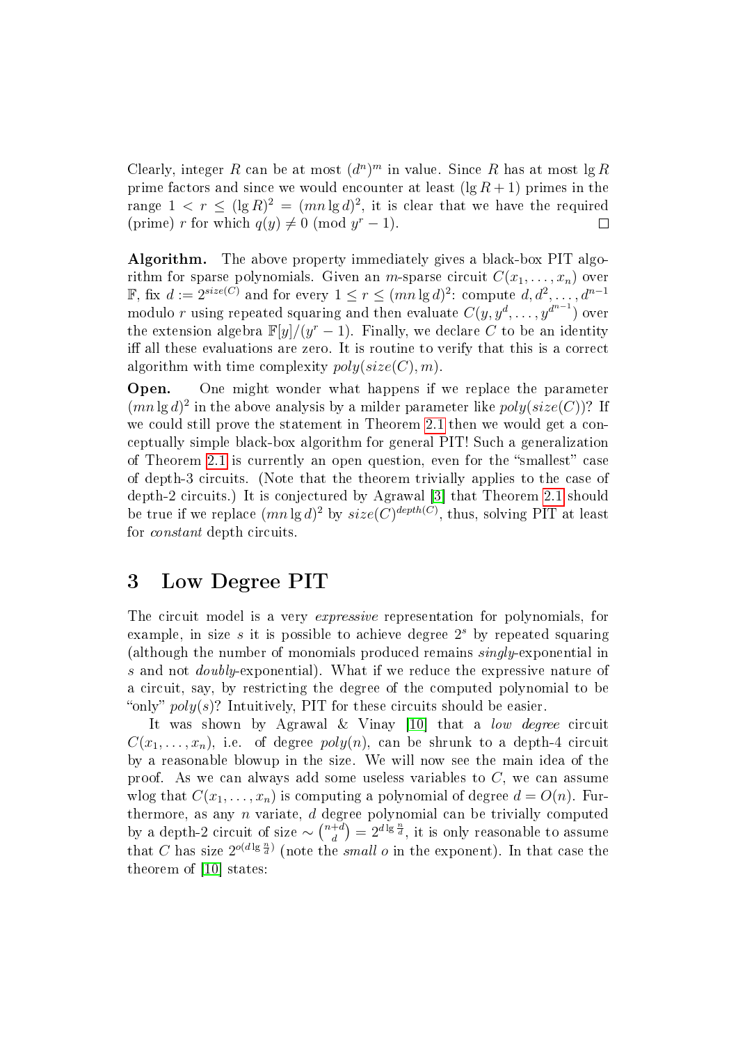Clearly, integer $R$ can be at most $(d^n)^m$ in value. Since $R$ has at most $\lg R$ prime factors and since we would encounter at least $(\lg R + 1)$ primes in the range $1 < r \leq (\lg R)^2 = (mn \lg d)^2$, it is clear that we have the required (prime) $r$ for which $q(y) \neq 0 \pmod{y^r - 1}$. $\square$

**Algorithm.** The above property immediately gives a black-box PIT algorithm for sparse polynomials. Given an $m$-sparse circuit $C(x_1, \ldots, x_n)$ over $\mathbb{F}$, fix $d := 2^{size(C)}$ and for every $1 \leq r \leq (mn \lg d)^2$: compute $d, d^2, \ldots, d^{n-1}$ modulo $r$ using repeated squaring and then evaluate $C(y, y^d, \ldots, y^{d^{n-1}})$ over the extension algebra $\mathbb{F}[y]/(y^r - 1)$. Finally, we declare $C$ to be an identity iff all these evaluations are zero. It is routine to verify that this is a correct algorithm with time complexity $poly(size(C), m)$.

**Open.** One might wonder what happens if we replace the parameter $(mn \lg d)^2$ in the above analysis by a milder parameter like $poly(size(C))$? If we could still prove the statement in Theorem 2.1 then we would get a conceptually simple black-box algorithm for general PIT! Such a generalization of Theorem 2.1 is currently an open question, even for the "smallest" case of depth-3 circuits. (Note that the theorem trivially applies to the case of depth-2 circuits.) It is conjectured by Agrawal [3] that Theorem 2.1 should be true if we replace $(mn \lg d)^2$ by $size(C)^{depth(C)}$, thus, solving PIT at least for *constant* depth circuits.

## 3 Low Degree PIT

The circuit model is a very *expressive* representation for polynomials, for example, in size $s$ it is possible to achieve degree $2^s$ by repeated squaring (although the number of monomials produced remains *singly*-exponential in $s$ and not *doubly*-exponential). What if we reduce the expressive nature of a circuit, say, by restricting the degree of the computed polynomial to be "only" $poly(s)$? Intuitively, PIT for these circuits should be easier.

It was shown by Agrawal & Vinay [10] that a *low degree* circuit $C(x_1, \ldots, x_n)$, i.e. of degree $poly(n)$, can be shrunk to a depth-4 circuit by a reasonable blowup in the size. We will now see the main idea of the proof. As we can always add some useless variables to $C$, we can assume wlog that $C(x_1, \ldots, x_n)$ is computing a polynomial of degree $d = O(n)$. Furthermore, as any $n$ variate, $d$ degree polynomial can be trivially computed by a depth-2 circuit of size $\sim \binom{n+d}{d} = 2^{d \lg \frac{n}{d}}$, it is only reasonable to assume that $C$ has size $2^{o(d \lg \frac{n}{d})}$ (note the *small o* in the exponent). In that case the theorem of [10] states: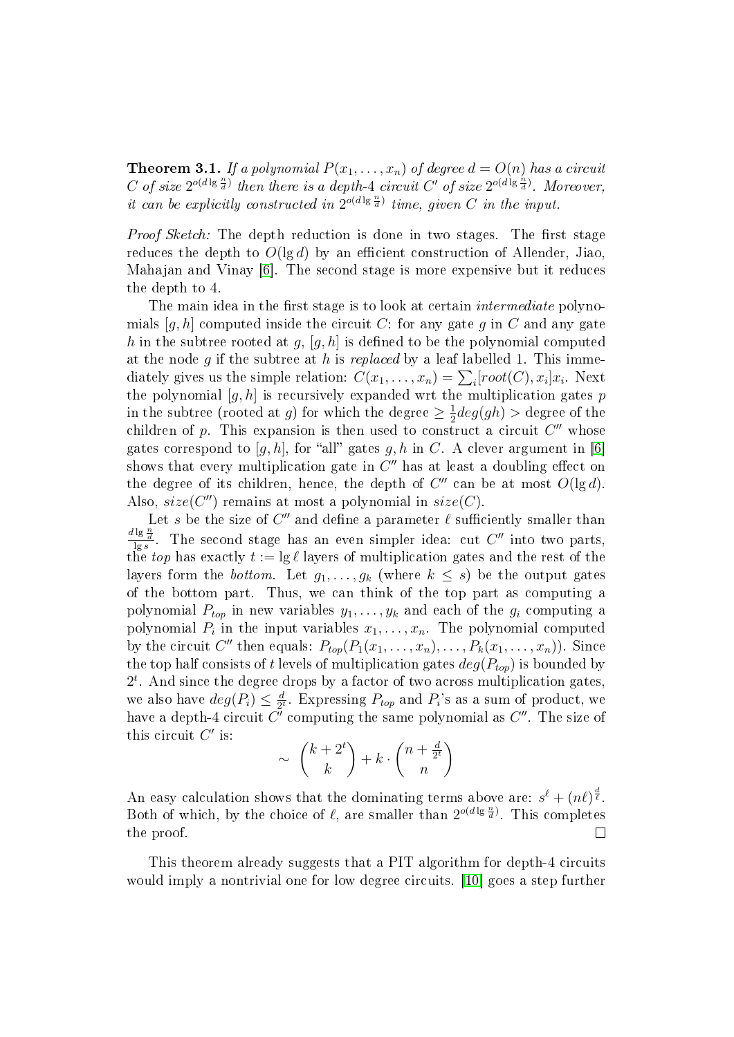**Theorem 3.1.** *If a polynomial $P(x_1, \ldots, x_n)$ of degree $d = O(n)$ has a circuit $C$ of size $2^{o(d \lg \frac{n}{d})}$ then there is a depth-4 circuit $C'$ of size $2^{o(d \lg \frac{n}{d})}$. Moreover, it can be explicitly constructed in $2^{o(d \lg \frac{n}{d})}$ time, given $C$ in the input.*

*Proof Sketch:* The depth reduction is done in two stages. The first stage reduces the depth to $O(\lg d)$ by an efficient construction of Allender, Jiao, Mahajan and Vinay [6]. The second stage is more expensive but it reduces the depth to 4.

The main idea in the first stage is to look at certain *intermediate* polynomials $[g, h]$ computed inside the circuit $C$: for any gate $g$ in $C$ and any gate $h$ in the subtree rooted at $g$, $[g, h]$ is defined to be the polynomial computed at the node $g$ if the subtree at $h$ is *replaced* by a leaf labelled 1. This immediately gives us the simple relation: $C(x_1, \ldots, x_n) = \sum_i [root(C), x_i] x_i$. Next the polynomial $[g, h]$ is recursively expanded wrt the multiplication gates $p$ in the subtree (rooted at $g$) for which the degree $\geq \frac{1}{2} deg(gh) >$ degree of the children of $p$. This expansion is then used to construct a circuit $C''$ whose gates correspond to $[g, h]$, for "all" gates $g, h$ in $C$. A clever argument in [6] shows that every multiplication gate in $C''$ has at least a doubling effect on the degree of its children, hence, the depth of $C''$ can be at most $O(\lg d)$. Also, $size(C'')$ remains at most a polynomial in $size(C)$.

Let $s$ be the size of $C''$ and define a parameter $\ell$ sufficiently smaller than $\frac{d \lg \frac{n}{d}}{\lg s}$. The second stage has an even simpler idea: cut $C''$ into two parts, the *top* has exactly $t := \lg \ell$ layers of multiplication gates and the rest of the layers form the *bottom*. Let $g_1, \ldots, g_k$ (where $k \leq s$) be the output gates of the bottom part. Thus, we can think of the top part as computing a polynomial $P_{top}$ in new variables $y_1, \ldots, y_k$ and each of the $g_i$ computing a polynomial $P_i$ in the input variables $x_1, \ldots, x_n$. The polynomial computed by the circuit $C''$ then equals: $P_{top}(P_1(x_1, \ldots, x_n), \ldots, P_k(x_1, \ldots, x_n))$. Since the top half consists of $t$ levels of multiplication gates $deg(P_{top})$ is bounded by $2^t$. And since the degree drops by a factor of two across multiplication gates, we also have $deg(P_i) \leq \frac{d}{2^t}$. Expressing $P_{top}$ and $P_i$'s as a sum of product, we have a depth-4 circuit $C'$ computing the same polynomial as $C''$. The size of this circuit $C'$ is:

$$\sim \binom{k + 2^t}{k} + k \cdot \binom{n + \frac{d}{2^t}}{n}$$

An easy calculation shows that the dominating terms above are: $s^\ell + (n\ell)^{\frac{d}{\ell}}$. Both of which, by the choice of $\ell$, are smaller than $2^{o(d \lg \frac{n}{d})}$. This completes the proof. $\square$

This theorem already suggests that a PIT algorithm for depth-4 circuits would imply a nontrivial one for low degree circuits. [10] goes a step further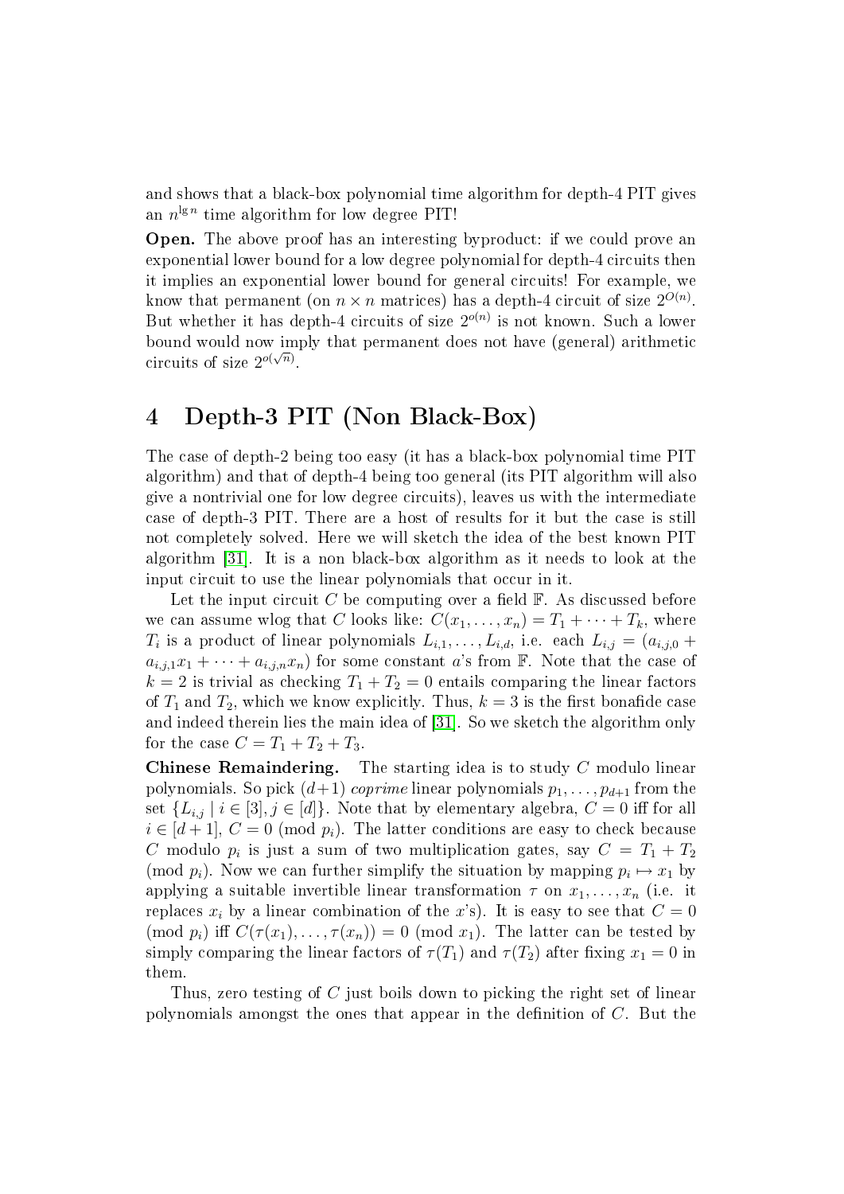and shows that a black-box polynomial time algorithm for depth-4 PIT gives an $n^{\lg n}$ time algorithm for low degree PIT!

**Open.** The above proof has an interesting byproduct: if we could prove an exponential lower bound for a low degree polynomial for depth-4 circuits then it implies an exponential lower bound for general circuits! For example, we know that permanent (on $n \times n$ matrices) has a depth-4 circuit of size $2^{O(n)}$. But whether it has depth-4 circuits of size $2^{o(n)}$ is not known. Such a lower bound would now imply that permanent does not have (general) arithmetic circuits of size $2^{o(\sqrt{n})}$.

# 4 Depth-3 PIT (Non Black-Box)

The case of depth-2 being too easy (it has a black-box polynomial time PIT algorithm) and that of depth-4 being too general (its PIT algorithm will also give a nontrivial one for low degree circuits), leaves us with the intermediate case of depth-3 PIT. There are a host of results for it but the case is still not completely solved. Here we will sketch the idea of the best known PIT algorithm [31]. It is a non black-box algorithm as it needs to look at the input circuit to use the linear polynomials that occur in it.

Let the input circuit $C$ be computing over a field $\mathbb{F}$. As discussed before we can assume wlog that $C$ looks like: $C(x_1, \ldots, x_n) = T_1 + \cdots + T_k$, where $T_i$ is a product of linear polynomials $L_{i,1}, \ldots, L_{i,d}$, i.e. each $L_{i,j} = (a_{i,j,0} + a_{i,j,1}x_1 + \cdots + a_{i,j,n}x_n)$ for some constant $a$'s from $\mathbb{F}$. Note that the case of $k = 2$ is trivial as checking $T_1 + T_2 = 0$ entails comparing the linear factors of $T_1$ and $T_2$, which we know explicitly. Thus, $k = 3$ is the first bonafide case and indeed therein lies the main idea of [31]. So we sketch the algorithm only for the case $C = T_1 + T_2 + T_3$.

**Chinese Remaindering.** The starting idea is to study $C$ modulo linear polynomials. So pick $(d+1)$ *coprime* linear polynomials $p_1, \ldots, p_{d+1}$ from the set $\{L_{i,j} \mid i \in [3], j \in [d]\}$. Note that by elementary algebra, $C = 0$ iff for all $i \in [d+1]$, $C = 0 \pmod{p_i}$. The latter conditions are easy to check because $C$ modulo $p_i$ is just a sum of two multiplication gates, say $C = T_1 + T_2 \pmod{p_i}$. Now we can further simplify the situation by mapping $p_i \mapsto x_1$ by applying a suitable invertible linear transformation $\tau$ on $x_1, \ldots, x_n$ (i.e. it replaces $x_i$ by a linear combination of the $x$'s). It is easy to see that $C = 0 \pmod{p_i}$ iff $C(\tau(x_1), \ldots, \tau(x_n)) = 0 \pmod{x_1}$. The latter can be tested by simply comparing the linear factors of $\tau(T_1)$ and $\tau(T_2)$ after fixing $x_1 = 0$ in them.

Thus, zero testing of $C$ just boils down to picking the right set of linear polynomials amongst the ones that appear in the definition of $C$. But the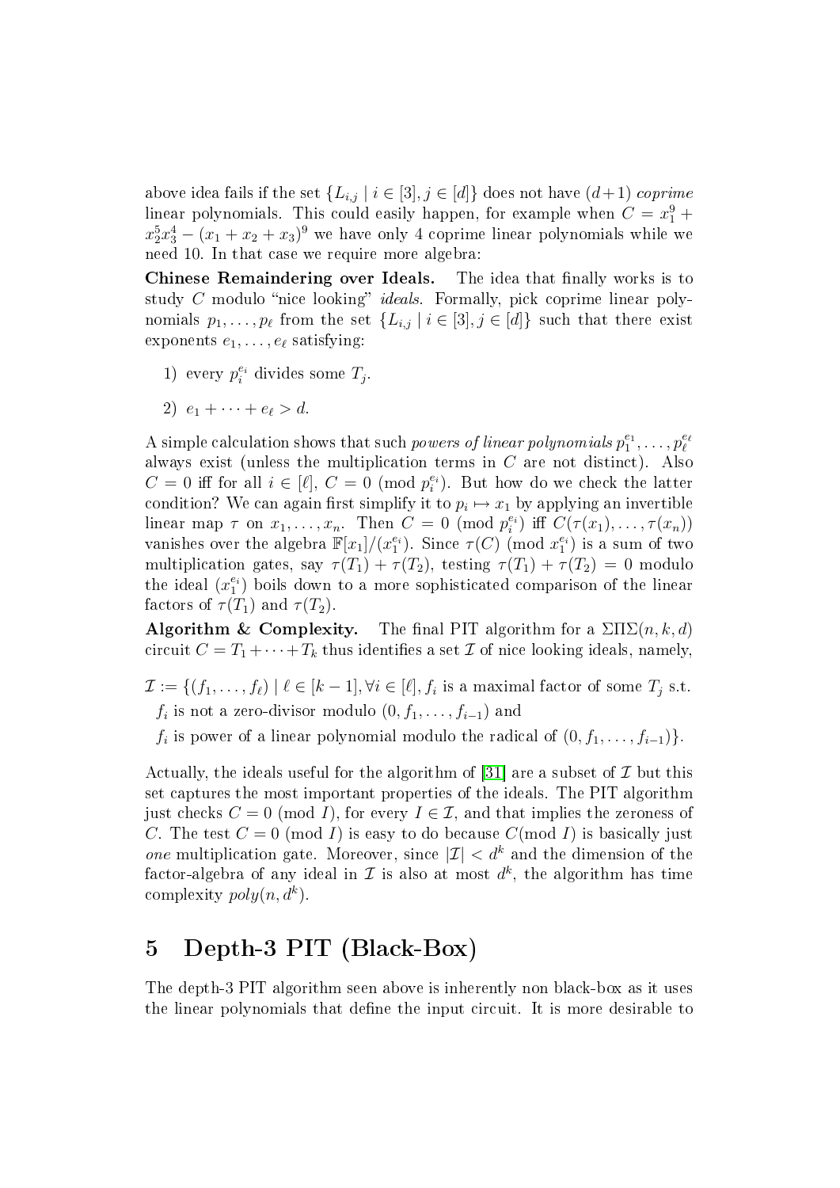above idea fails if the set $\{L_{i,j} \mid i \in [3], j \in [d]\}$ does not have $(d+1)$ *coprime* linear polynomials. This could easily happen, for example when $C = x_1^9 + x_2^5 x_3^4 - (x_1 + x_2 + x_3)^9$ we have only 4 coprime linear polynomials while we need 10. In that case we require more algebra:

**Chinese Remaindering over Ideals.** The idea that finally works is to study $C$ modulo "nice looking" *ideals*. Formally, pick coprime linear polynomials $p_1, \ldots, p_\ell$ from the set $\{L_{i,j} \mid i \in [3], j \in [d]\}$ such that there exist exponents $e_1, \ldots, e_\ell$ satisfying:

1) every $p_i^{e_i}$ divides some $T_j$.

2) $e_1 + \cdots + e_\ell > d$.

A simple calculation shows that such *powers of linear polynomials* $p_1^{e_1}, \ldots, p_\ell^{e_\ell}$ always exist (unless the multiplication terms in $C$ are not distinct). Also $C = 0$ iff for all $i \in [\ell]$, $C = 0 \pmod{p_i^{e_i}}$. But how do we check the latter condition? We can again first simplify it to $p_i \mapsto x_1$ by applying an invertible linear map $\tau$ on $x_1, \ldots, x_n$. Then $C = 0 \pmod{p_i^{e_i}}$ iff $C(\tau(x_1), \ldots, \tau(x_n))$ vanishes over the algebra $\mathbb{F}[x_1]/(x_1^{e_i})$. Since $\tau(C) \pmod{x_1^{e_i}}$ is a sum of two multiplication gates, say $\tau(T_1) + \tau(T_2)$, testing $\tau(T_1) + \tau(T_2) = 0$ modulo the ideal $(x_1^{e_i})$ boils down to a more sophisticated comparison of the linear factors of $\tau(T_1)$ and $\tau(T_2)$.

**Algorithm & Complexity.** The final PIT algorithm for a $\Sigma\Pi\Sigma(n, k, d)$ circuit $C = T_1 + \cdots + T_k$ thus identifies a set $\mathcal{I}$ of nice looking ideals, namely,

$\mathcal{I} := \{(f_1, \ldots, f_\ell) \mid \ell \in [k-1], \forall i \in [\ell], f_i$ is a maximal factor of some $T_j$ s.t.
$f_i$ is not a zero-divisor modulo $(0, f_1, \ldots, f_{i-1})$ and
$f_i$ is power of a linear polynomial modulo the radical of $(0, f_1, \ldots, f_{i-1})\}$.

Actually, the ideals useful for the algorithm of [31] are a subset of $\mathcal{I}$ but this set captures the most important properties of the ideals. The PIT algorithm just checks $C = 0 \pmod{I}$, for every $I \in \mathcal{I}$, and that implies the zeroness of $C$. The test $C = 0 \pmod{I}$ is easy to do because $C \pmod{I}$ is basically just *one* multiplication gate. Moreover, since $|\mathcal{I}| < d^k$ and the dimension of the factor-algebra of any ideal in $\mathcal{I}$ is also at most $d^k$, the algorithm has time complexity $poly(n, d^k)$.

# 5 Depth-3 PIT (Black-Box)

The depth-3 PIT algorithm seen above is inherently non black-box as it uses the linear polynomials that define the input circuit. It is more desirable to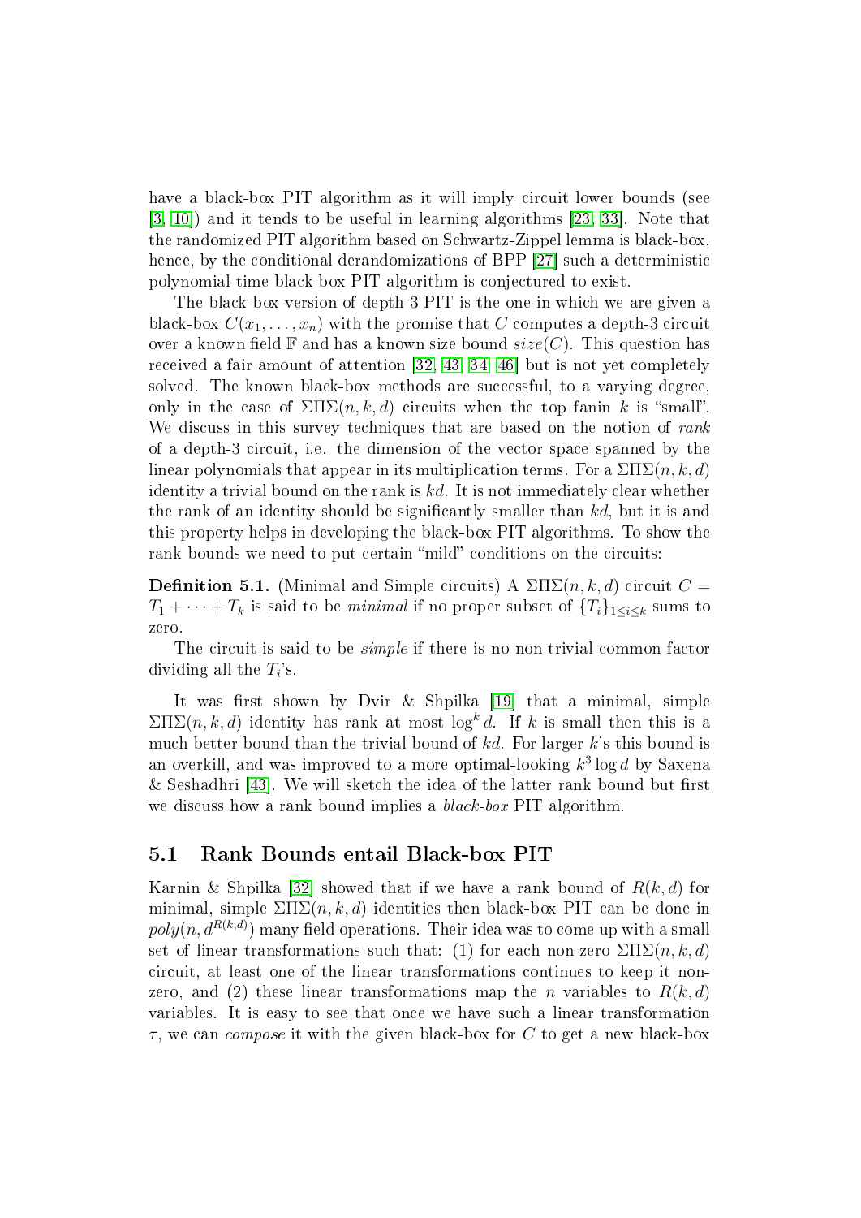have a black-box PIT algorithm as it will imply circuit lower bounds (see [3, 10]) and it tends to be useful in learning algorithms [23, 33]. Note that the randomized PIT algorithm based on Schwartz-Zippel lemma is black-box, hence, by the conditional derandomizations of BPP [27] such a deterministic polynomial-time black-box PIT algorithm is conjectured to exist.

The black-box version of depth-3 PIT is the one in which we are given a black-box $C(x_1, \ldots, x_n)$ with the promise that $C$ computes a depth-3 circuit over a known field $\mathbb{F}$ and has a known size bound $size(C)$. This question has received a fair amount of attention [32, 43, 34, 46] but is not yet completely solved. The known black-box methods are successful, to a varying degree, only in the case of $\Sigma\Pi\Sigma(n, k, d)$ circuits when the top fanin $k$ is "small". We discuss in this survey techniques that are based on the notion of *rank* of a depth-3 circuit, i.e. the dimension of the vector space spanned by the linear polynomials that appear in its multiplication terms. For a $\Sigma\Pi\Sigma(n, k, d)$ identity a trivial bound on the rank is $kd$. It is not immediately clear whether the rank of an identity should be significantly smaller than $kd$, but it is and this property helps in developing the black-box PIT algorithms. To show the rank bounds we need to put certain "mild" conditions on the circuits:

**Definition 5.1.** (Minimal and Simple circuits) A $\Sigma\Pi\Sigma(n, k, d)$ circuit $C = T_1 + \cdots + T_k$ is said to be *minimal* if no proper subset of $\{T_i\}_{1 \leq i \leq k}$ sums to zero.

The circuit is said to be *simple* if there is no non-trivial common factor dividing all the $T_i$'s.

It was first shown by Dvir & Shpilka [19] that a minimal, simple $\Sigma\Pi\Sigma(n, k, d)$ identity has rank at most $\log^k d$. If $k$ is small then this is a much better bound than the trivial bound of $kd$. For larger $k$'s this bound is an overkill, and was improved to a more optimal-looking $k^3 \log d$ by Saxena & Seshadhri [43]. We will sketch the idea of the latter rank bound but first we discuss how a rank bound implies a *black-box* PIT algorithm.

## 5.1 Rank Bounds entail Black-box PIT

Karnin & Shpilka [32] showed that if we have a rank bound of $R(k, d)$ for minimal, simple $\Sigma\Pi\Sigma(n, k, d)$ identities then black-box PIT can be done in $poly(n, d^{R(k,d)})$ many field operations. Their idea was to come up with a small set of linear transformations such that: (1) for each non-zero $\Sigma\Pi\Sigma(n, k, d)$ circuit, at least one of the linear transformations continues to keep it non-zero, and (2) these linear transformations map the $n$ variables to $R(k, d)$ variables. It is easy to see that once we have such a linear transformation $\tau$, we can *compose* it with the given black-box for $C$ to get a new black-box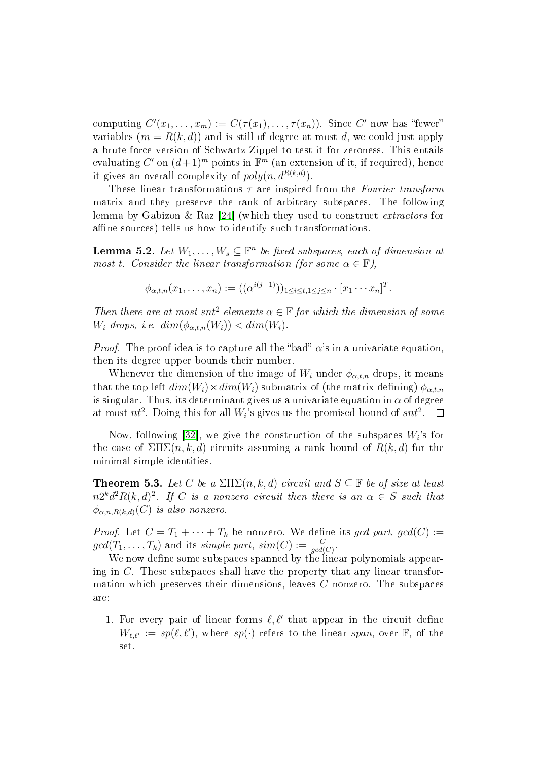computing $C'(x_1, \ldots, x_m) := C(\tau(x_1), \ldots, \tau(x_n))$. Since $C'$ now has "fewer" variables ($m = R(k,d)$) and is still of degree at most $d$, we could just apply a brute-force version of Schwartz-Zippel to test it for zeroness. This entails evaluating $C'$ on $(d+1)^m$ points in $\mathbb{F}^m$ (an extension of it, if required), hence it gives an overall complexity of $poly(n, d^{R(k,d)})$.

These linear transformations $\tau$ are inspired from the *Fourier transform* matrix and they preserve the rank of arbitrary subspaces. The following lemma by Gabizon & Raz [24] (which they used to construct *extractors* for affine sources) tells us how to identify such transformations.

**Lemma 5.2.** *Let $W_1, \ldots, W_s \subseteq \mathbb{F}^n$ be fixed subspaces, each of dimension at most $t$. Consider the linear transformation (for some $\alpha \in \mathbb{F}$),*

$$\phi_{\alpha,t,n}(x_1, \ldots, x_n) := ((\alpha^{i(j-1)}))_{1 \le i \le t, 1 \le j \le n} \cdot [x_1 \cdots x_n]^T.$$

*Then there are at most $snt^2$ elements $\alpha \in \mathbb{F}$ for which the dimension of some $W_i$ drops, i.e. $dim(\phi_{\alpha,t,n}(W_i)) < dim(W_i)$.*

*Proof.* The proof idea is to capture all the "bad" $\alpha$'s in a univariate equation, then its degree upper bounds their number.

Whenever the dimension of the image of $W_i$ under $\phi_{\alpha,t,n}$ drops, it means that the top-left $dim(W_i) \times dim(W_i)$ submatrix of (the matrix defining) $\phi_{\alpha,t,n}$ is singular. Thus, its determinant gives us a univariate equation in $\alpha$ of degree at most $nt^2$. Doing this for all $W_i$'s gives us the promised bound of $snt^2$. $\square$

Now, following [32], we give the construction of the subspaces $W_i$'s for the case of $\Sigma\Pi\Sigma(n,k,d)$ circuits assuming a rank bound of $R(k,d)$ for the minimal simple identities.

**Theorem 5.3.** *Let $C$ be a $\Sigma\Pi\Sigma(n,k,d)$ circuit and $S \subseteq \mathbb{F}$ be of size at least $n2^k d^2 R(k,d)^2$. If $C$ is a nonzero circuit then there is an $\alpha \in S$ such that $\phi_{\alpha,n,R(k,d)}(C)$ is also nonzero.*

*Proof.* Let $C = T_1 + \cdots + T_k$ be nonzero. We define its *gcd part*, $gcd(C) := gcd(T_1, \ldots, T_k)$ and its *simple part*, $sim(C) := \frac{C}{gcd(C)}$.

We now define some subspaces spanned by the linear polynomials appearing in $C$. These subspaces shall have the property that any linear transformation which preserves their dimensions, leaves $C$ nonzero. The subspaces are:

1. For every pair of linear forms $\ell, \ell'$ that appear in the circuit define $W_{\ell,\ell'} := sp(\ell, \ell')$, where $sp(\cdot)$ refers to the linear *span*, over $\mathbb{F}$, of the set.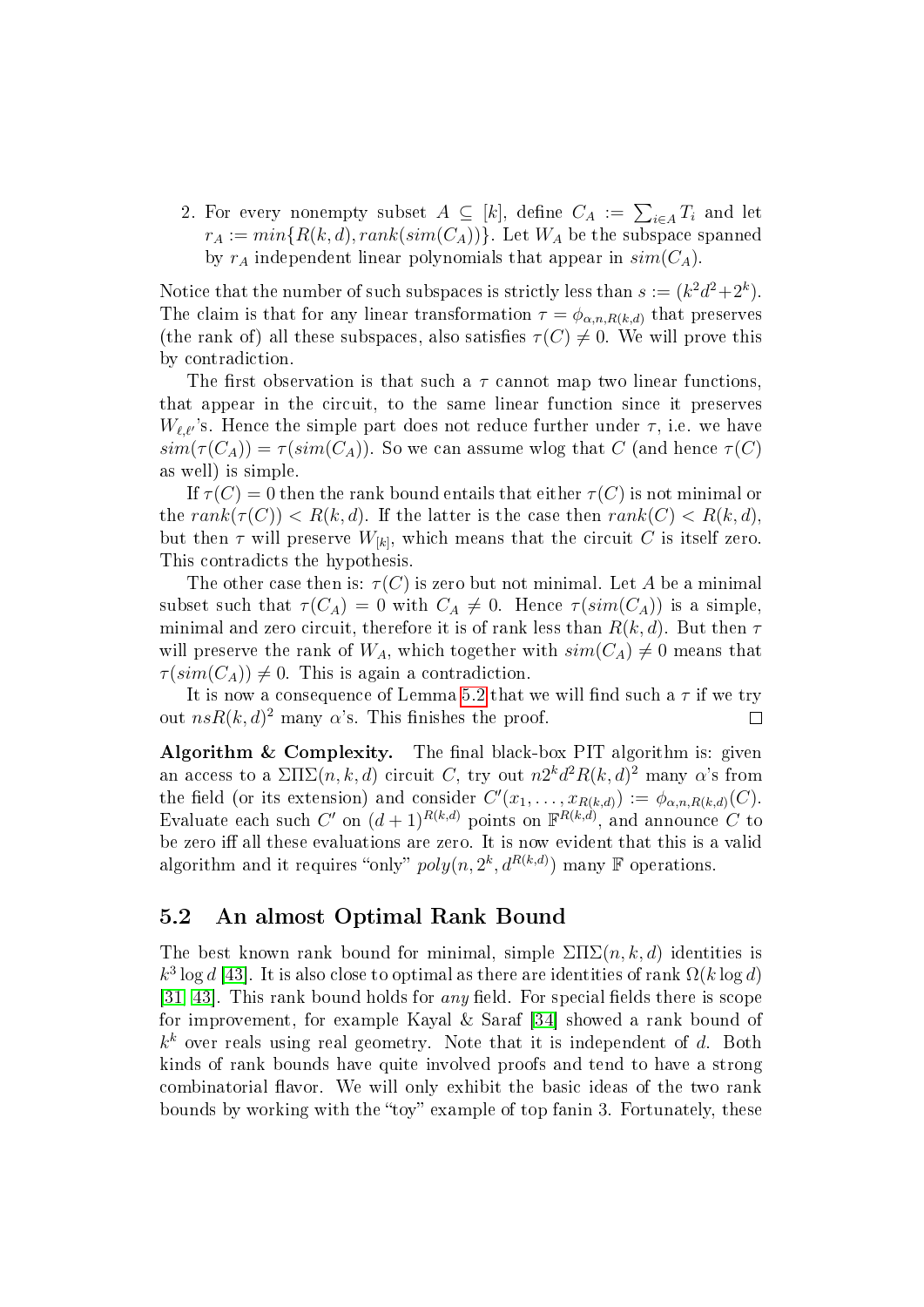2. For every nonempty subset $A \subseteq [k]$, define $C_A := \sum_{i \in A} T_i$ and let $r_A := min\{R(k,d), rank(sim(C_A))\}$. Let $W_A$ be the subspace spanned by $r_A$ independent linear polynomials that appear in $sim(C_A)$.

Notice that the number of such subspaces is strictly less than $s := (k^2 d^2 + 2^k)$. The claim is that for any linear transformation $\tau = \phi_{\alpha,n,R(k,d)}$ that preserves (the rank of) all these subspaces, also satisfies $\tau(C) \neq 0$. We will prove this by contradiction.

The first observation is that such a $\tau$ cannot map two linear functions, that appear in the circuit, to the same linear function since it preserves $W_{\ell,\ell'}$'s. Hence the simple part does not reduce further under $\tau$, i.e. we have $sim(\tau(C_A)) = \tau(sim(C_A))$. So we can assume wlog that $C$ (and hence $\tau(C)$ as well) is simple.

If $\tau(C) = 0$ then the rank bound entails that either $\tau(C)$ is not minimal or the $rank(\tau(C)) < R(k,d)$. If the latter is the case then $rank(C) < R(k,d)$, but then $\tau$ will preserve $W_{[k]}$, which means that the circuit $C$ is itself zero. This contradicts the hypothesis.

The other case then is: $\tau(C)$ is zero but not minimal. Let $A$ be a minimal subset such that $\tau(C_A) = 0$ with $C_A \neq 0$. Hence $\tau(sim(C_A))$ is a simple, minimal and zero circuit, therefore it is of rank less than $R(k,d)$. But then $\tau$ will preserve the rank of $W_A$, which together with $sim(C_A) \neq 0$ means that $\tau(sim(C_A)) \neq 0$. This is again a contradiction.

It is now a consequence of Lemma 5.2 that we will find such a $\tau$ if we try out $nsR(k,d)^2$ many $\alpha$'s. This finishes the proof. □

**Algorithm & Complexity.** The final black-box PIT algorithm is: given an access to a $\Sigma\Pi\Sigma(n,k,d)$ circuit $C$, try out $n2^k d^2 R(k,d)^2$ many $\alpha$'s from the field (or its extension) and consider $C'(x_1, \ldots, x_{R(k,d)}) := \phi_{\alpha,n,R(k,d)}(C)$. Evaluate each such $C'$ on $(d+1)^{R(k,d)}$ points on $\mathbb{F}^{R(k,d)}$, and announce $C$ to be zero iff all these evaluations are zero. It is now evident that this is a valid algorithm and it requires "only" $poly(n, 2^k, d^{R(k,d)})$ many $\mathbb{F}$ operations.

## 5.2 An almost Optimal Rank Bound

The best known rank bound for minimal, simple $\Sigma\Pi\Sigma(n,k,d)$ identities is $k^3 \log d$ [43]. It is also close to optimal as there are identities of rank $\Omega(k \log d)$ [31, 43]. This rank bound holds for *any* field. For special fields there is scope for improvement, for example Kayal & Saraf [34] showed a rank bound of $k^k$ over reals using real geometry. Note that it is independent of $d$. Both kinds of rank bounds have quite involved proofs and tend to have a strong combinatorial flavor. We will only exhibit the basic ideas of the two rank bounds by working with the "toy" example of top fanin 3. Fortunately, these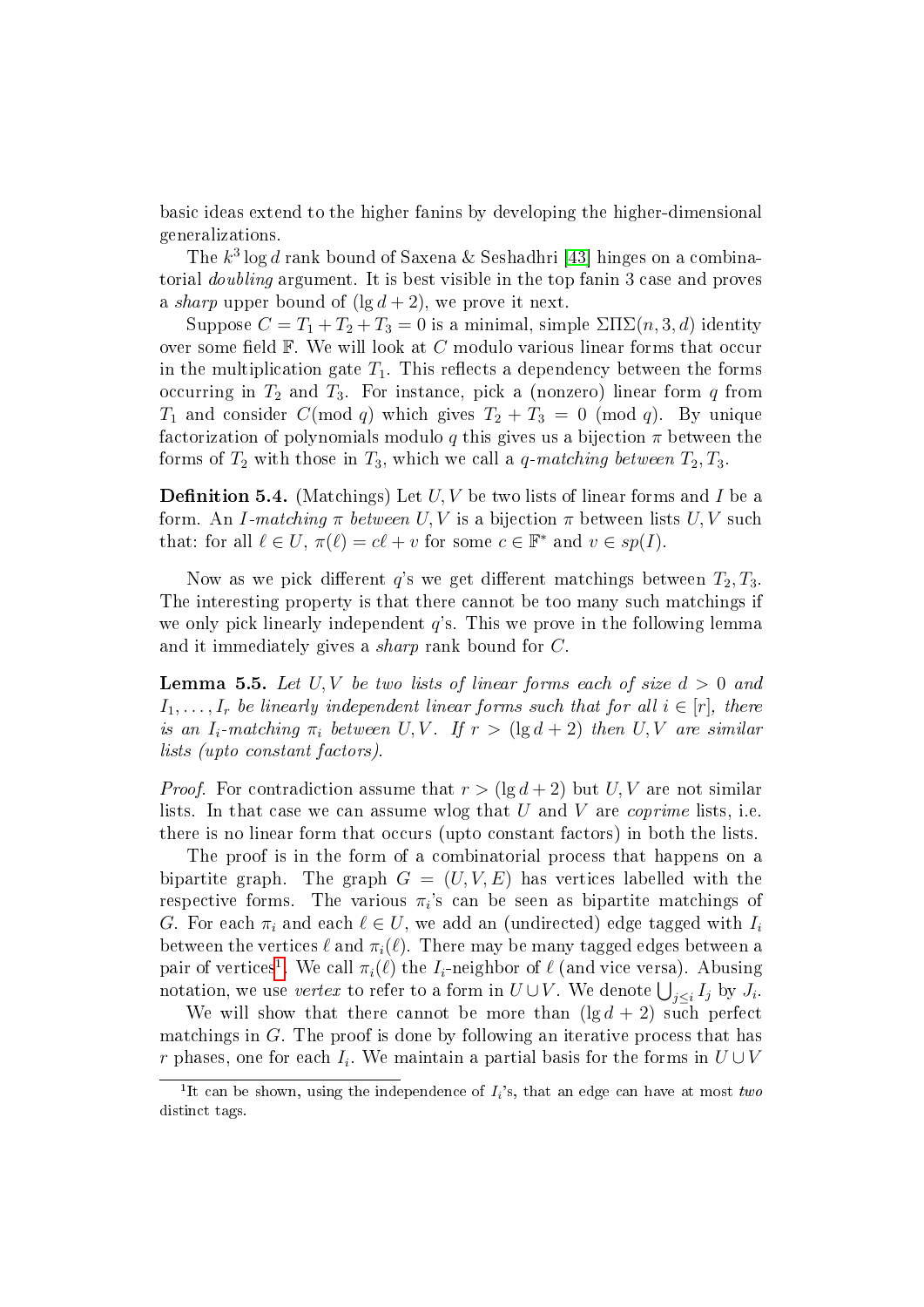basic ideas extend to the higher fanins by developing the higher-dimensional generalizations.

The $k^3 \log d$ rank bound of Saxena & Seshadhri [43] hinges on a combinatorial *doubling* argument. It is best visible in the top fanin 3 case and proves a *sharp* upper bound of $(\lg d + 2)$, we prove it next.

Suppose $C = T_1 + T_2 + T_3 = 0$ is a minimal, simple $\Sigma\Pi\Sigma(n, 3, d)$ identity over some field $\mathbb{F}$. We will look at $C$ modulo various linear forms that occur in the multiplication gate $T_1$. This reflects a dependency between the forms occurring in $T_2$ and $T_3$. For instance, pick a (nonzero) linear form $q$ from $T_1$ and consider $C (\bmod\ q)$ which gives $T_2 + T_3 = 0 \pmod q$. By unique factorization of polynomials modulo $q$ this gives us a bijection $\pi$ between the forms of $T_2$ with those in $T_3$, which we call a *$q$-matching between* $T_2, T_3$.

**Definition 5.4.** (Matchings) Let $U, V$ be two lists of linear forms and $I$ be a form. An *$I$-matching $\pi$ between $U, V$* is a bijection $\pi$ between lists $U, V$ such that: for all $\ell \in U$, $\pi(\ell) = c\ell + v$ for some $c \in \mathbb{F}^*$ and $v \in sp(I)$.

Now as we pick different $q$'s we get different matchings between $T_2, T_3$. The interesting property is that there cannot be too many such matchings if we only pick linearly independent $q$'s. This we prove in the following lemma and it immediately gives a *sharp* rank bound for $C$.

**Lemma 5.5.** *Let $U, V$ be two lists of linear forms each of size $d > 0$ and $I_1, \ldots, I_r$ be linearly independent linear forms such that for all $i \in [r]$, there is an $I_i$-matching $\pi_i$ between $U, V$. If $r > (\lg d + 2)$ then $U, V$ are similar lists (upto constant factors).*

*Proof.* For contradiction assume that $r > (\lg d + 2)$ but $U, V$ are not similar lists. In that case we can assume wlog that $U$ and $V$ are *coprime* lists, i.e. there is no linear form that occurs (upto constant factors) in both the lists.

The proof is in the form of a combinatorial process that happens on a bipartite graph. The graph $G = (U, V, E)$ has vertices labelled with the respective forms. The various $\pi_i$'s can be seen as bipartite matchings of $G$. For each $\pi_i$ and each $\ell \in U$, we add an (undirected) edge tagged with $I_i$ between the vertices $\ell$ and $\pi_i(\ell)$. There may be many tagged edges between a pair of vertices[1]. We call $\pi_i(\ell)$ the $I_i$-neighbor of $\ell$ (and vice versa). Abusing notation, we use *vertex* to refer to a form in $U \cup V$. We denote $\bigcup_{j \leq i} I_j$ by $J_i$.

We will show that there cannot be more than $(\lg d + 2)$ such perfect matchings in $G$. The proof is done by following an iterative process that has $r$ phases, one for each $I_i$. We maintain a partial basis for the forms in $U \cup V$

[1] It can be shown, using the independence of $I_i$'s, that an edge can have at most *two* distinct tags.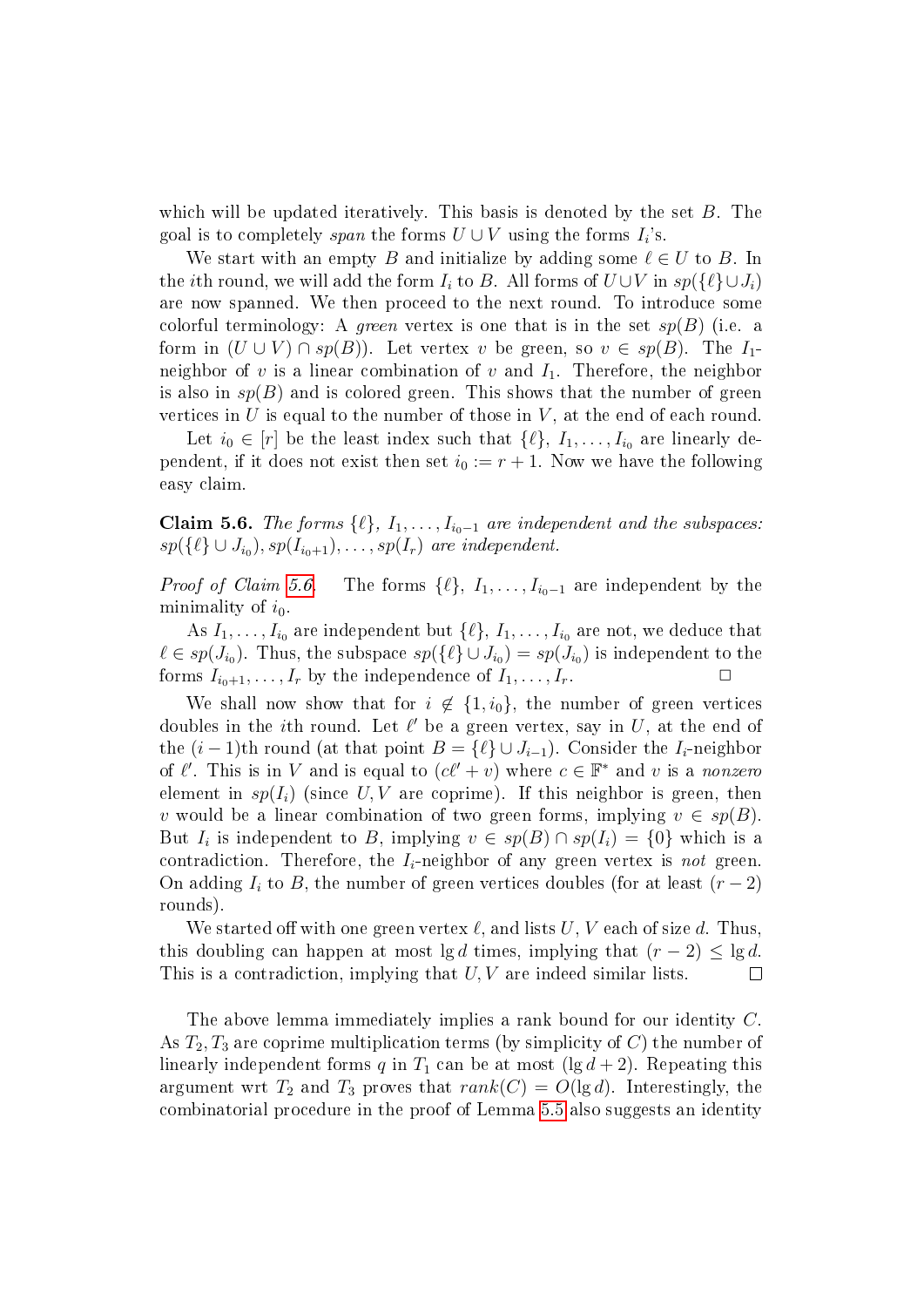which will be updated iteratively. This basis is denoted by the set $B$. The goal is to completely *span* the forms $U \cup V$ using the forms $I_i$'s.

We start with an empty $B$ and initialize by adding some $\ell \in U$ to $B$. In the $i$th round, we will add the form $I_i$ to $B$. All forms of $U \cup V$ in $sp(\{\ell\} \cup J_i)$ are now spanned. We then proceed to the next round. To introduce some colorful terminology: A *green* vertex is one that is in the set $sp(B)$ (i.e. a form in $(U \cup V) \cap sp(B)$). Let vertex $v$ be green, so $v \in sp(B)$. The $I_1$-neighbor of $v$ is a linear combination of $v$ and $I_1$. Therefore, the neighbor is also in $sp(B)$ and is colored green. This shows that the number of green vertices in $U$ is equal to the number of those in $V$, at the end of each round.

Let $i_0 \in [r]$ be the least index such that $\{\ell\}, I_1, \ldots, I_{i_0}$ are linearly dependent, if it does not exist then set $i_0 := r + 1$. Now we have the following easy claim.

**Claim 5.6.** *The forms $\{\ell\}, I_1, \ldots, I_{i_0-1}$ are independent and the subspaces: $sp(\{\ell\} \cup J_{i_0}), sp(I_{i_0+1}), \ldots, sp(I_r)$ are independent.*

*Proof of Claim 5.6.* The forms $\{\ell\}, I_1, \ldots, I_{i_0-1}$ are independent by the minimality of $i_0$.

As $I_1, \ldots, I_{i_0}$ are independent but $\{\ell\}, I_1, \ldots, I_{i_0}$ are not, we deduce that $\ell \in sp(J_{i_0})$. Thus, the subspace $sp(\{\ell\} \cup J_{i_0}) = sp(J_{i_0})$ is independent to the forms $I_{i_0+1}, \ldots, I_r$ by the independence of $I_1, \ldots, I_r$. $\square$

We shall now show that for $i \notin \{1, i_0\}$, the number of green vertices doubles in the $i$th round. Let $\ell'$ be a green vertex, say in $U$, at the end of the $(i-1)$th round (at that point $B = \{\ell\} \cup J_{i-1}$). Consider the $I_i$-neighbor of $\ell'$. This is in $V$ and is equal to $(c\ell' + v)$ where $c \in \mathbb{F}^*$ and $v$ is a *nonzero* element in $sp(I_i)$ (since $U, V$ are coprime). If this neighbor is green, then $v$ would be a linear combination of two green forms, implying $v \in sp(B)$. But $I_i$ is independent to $B$, implying $v \in sp(B) \cap sp(I_i) = \{0\}$ which is a contradiction. Therefore, the $I_i$-neighbor of any green vertex is *not* green. On adding $I_i$ to $B$, the number of green vertices doubles (for at least $(r-2)$ rounds).

We started off with one green vertex $\ell$, and lists $U, V$ each of size $d$. Thus, this doubling can happen at most $\lg d$ times, implying that $(r-2) \leq \lg d$. This is a contradiction, implying that $U, V$ are indeed similar lists. $\square$

The above lemma immediately implies a rank bound for our identity $C$. As $T_2, T_3$ are coprime multiplication terms (by simplicity of $C$) the number of linearly independent forms $q$ in $T_1$ can be at most $(\lg d + 2)$. Repeating this argument wrt $T_2$ and $T_3$ proves that $rank(C) = O(\lg d)$. Interestingly, the combinatorial procedure in the proof of Lemma 5.5 also suggests an identity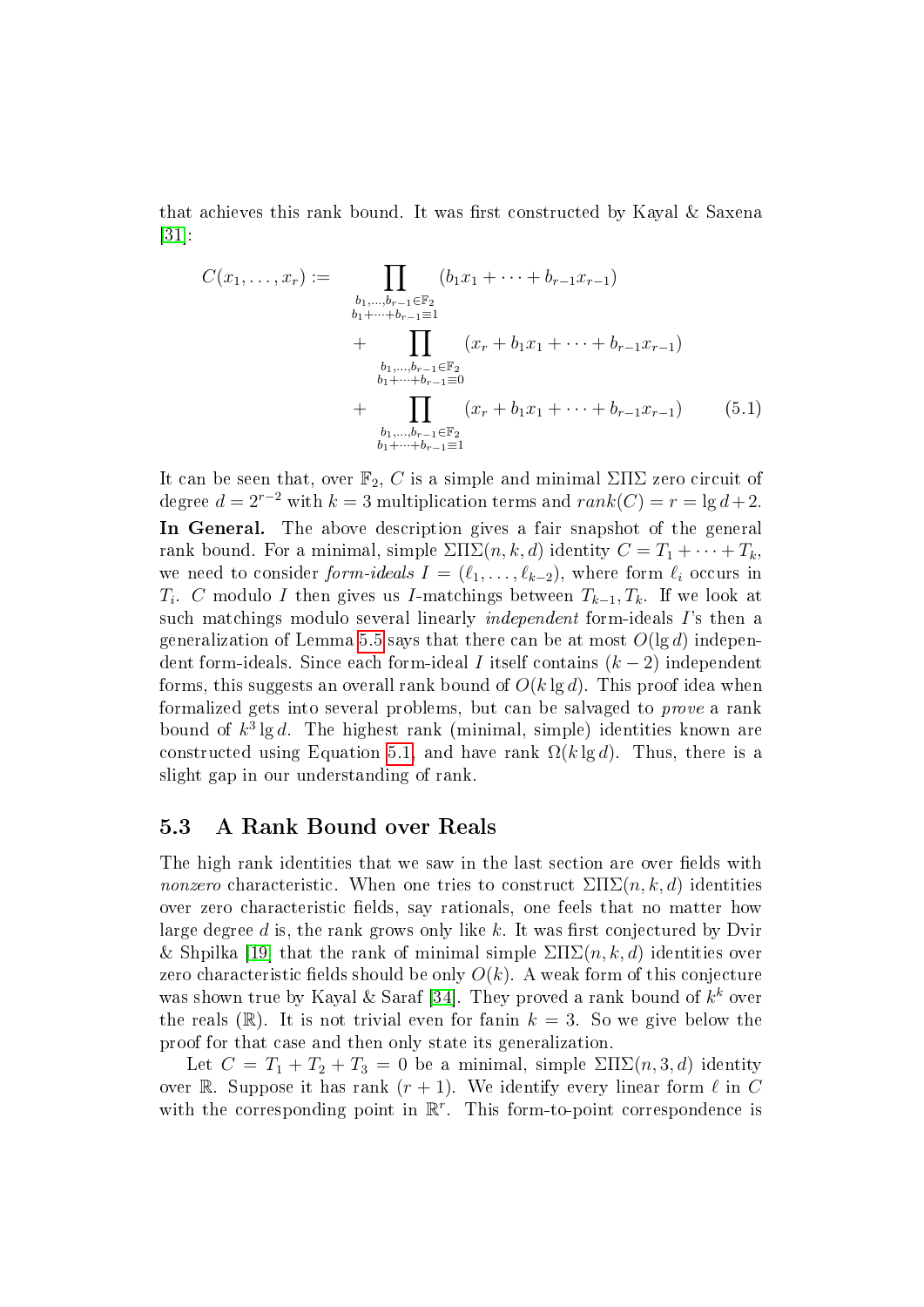that achieves this rank bound. It was first constructed by Kayal & Saxena [31]:

$$C(x_1, \ldots, x_r) := \prod_{\substack{b_1,\ldots,b_{r-1}\in\mathbb{F}_2 \\ b_1+\cdots+b_{r-1}\equiv 1}} (b_1x_1 + \cdots + b_{r-1}x_{r-1}) + \prod_{\substack{b_1,\ldots,b_{r-1}\in\mathbb{F}_2 \\ b_1+\cdots+b_{r-1}\equiv 0}} (x_r + b_1x_1 + \cdots + b_{r-1}x_{r-1}) + \prod_{\substack{b_1,\ldots,b_{r-1}\in\mathbb{F}_2 \\ b_1+\cdots+b_{r-1}\equiv 1}} (x_r + b_1x_1 + \cdots + b_{r-1}x_{r-1}) \tag{5.1}$$

It can be seen that, over $\mathbb{F}_2$, $C$ is a simple and minimal $\Sigma\Pi\Sigma$ zero circuit of degree $d = 2^{r-2}$ with $k = 3$ multiplication terms and $rank(C) = r = \lg d + 2$.

**In General.** The above description gives a fair snapshot of the general rank bound. For a minimal, simple $\Sigma\Pi\Sigma(n, k, d)$ identity $C = T_1 + \cdots + T_k$, we need to consider *form-ideals* $I = (\ell_1, \ldots, \ell_{k-2})$, where form $\ell_i$ occurs in $T_i$. $C$ modulo $I$ then gives us $I$-matchings between $T_{k-1}, T_k$. If we look at such matchings modulo several linearly *independent* form-ideals $I$'s then a generalization of Lemma 5.5 says that there can be at most $O(\lg d)$ independent form-ideals. Since each form-ideal $I$ itself contains $(k-2)$ independent forms, this suggests an overall rank bound of $O(k \lg d)$. This proof idea when formalized gets into several problems, but can be salvaged to *prove* a rank bound of $k^3 \lg d$. The highest rank (minimal, simple) identities known are constructed using Equation 5.1, and have rank $\Omega(k \lg d)$. Thus, there is a slight gap in our understanding of rank.

## 5.3 A Rank Bound over Reals

The high rank identities that we saw in the last section are over fields with *nonzero* characteristic. When one tries to construct $\Sigma\Pi\Sigma(n, k, d)$ identities over zero characteristic fields, say rationals, one feels that no matter how large degree $d$ is, the rank grows only like $k$. It was first conjectured by Dvir & Shpilka [19] that the rank of minimal simple $\Sigma\Pi\Sigma(n, k, d)$ identities over zero characteristic fields should be only $O(k)$. A weak form of this conjecture was shown true by Kayal & Saraf [34]. They proved a rank bound of $k^k$ over the reals ($\mathbb{R}$). It is not trivial even for fanin $k = 3$. So we give below the proof for that case and then only state its generalization.

Let $C = T_1 + T_2 + T_3 = 0$ be a minimal, simple $\Sigma\Pi\Sigma(n, 3, d)$ identity over $\mathbb{R}$. Suppose it has rank $(r + 1)$. We identify every linear form $\ell$ in $C$ with the corresponding point in $\mathbb{R}^r$. This form-to-point correspondence is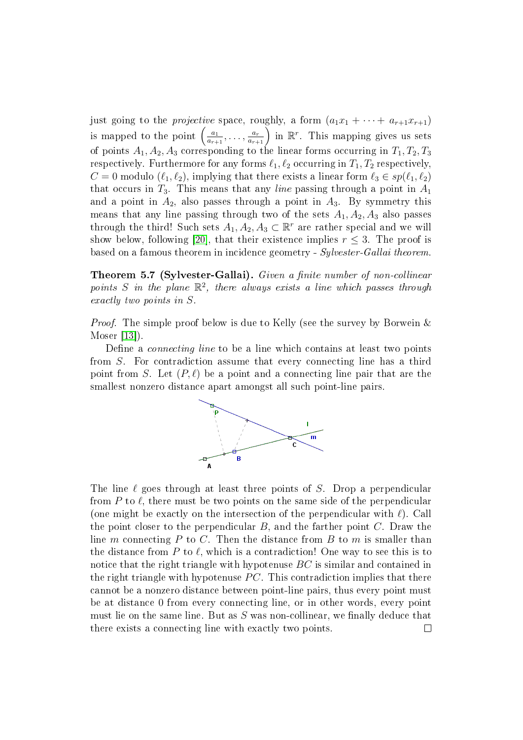just going to the *projective* space, roughly, a form $(a_1x_1 + \cdots + a_{r+1}x_{r+1})$ is mapped to the point $\left(\frac{a_1}{a_{r+1}}, \ldots, \frac{a_r}{a_{r+1}}\right)$ in $\mathbb{R}^r$. This mapping gives us sets of points $A_1, A_2, A_3$ corresponding to the linear forms occurring in $T_1, T_2, T_3$ respectively. Furthermore for any forms $\ell_1, \ell_2$ occurring in $T_1, T_2$ respectively, $C = 0$ modulo $(\ell_1, \ell_2)$, implying that there exists a linear form $\ell_3 \in sp(\ell_1, \ell_2)$ that occurs in $T_3$. This means that any *line* passing through a point in $A_1$ and a point in $A_2$, also passes through a point in $A_3$. By symmetry this means that any line passing through two of the sets $A_1, A_2, A_3$ also passes through the third! Such sets $A_1, A_2, A_3 \subset \mathbb{R}^r$ are rather special and we will show below, following [20], that their existence implies $r \leq 3$. The proof is based on a famous theorem in incidence geometry - *Sylvester-Gallai theorem*.

**Theorem 5.7 (Sylvester-Gallai).** *Given a finite number of non-collinear points $S$ in the plane $\mathbb{R}^2$, there always exists a line which passes through exactly two points in $S$.*

*Proof.* The simple proof below is due to Kelly (see the survey by Borwein & Moser [13]).

Define a *connecting line* to be a line which contains at least two points from $S$. For contradiction assume that every connecting line has a third point from $S$. Let $(P, \ell)$ be a point and a connecting line pair that are the smallest nonzero distance apart amongst all such point-line pairs.

The line $\ell$ goes through at least three points of $S$. Drop a perpendicular from $P$ to $\ell$, there must be two points on the same side of the perpendicular (one might be exactly on the intersection of the perpendicular with $\ell$). Call the point closer to the perpendicular $B$, and the farther point $C$. Draw the line $m$ connecting $P$ to $C$. Then the distance from $B$ to $m$ is smaller than the distance from $P$ to $\ell$, which is a contradiction! One way to see this is to notice that the right triangle with hypotenuse $BC$ is similar and contained in the right triangle with hypotenuse $PC$. This contradiction implies that there cannot be a nonzero distance between point-line pairs, thus every point must be at distance 0 from every connecting line, or in other words, every point must lie on the same line. But as $S$ was non-collinear, we finally deduce that there exists a connecting line with exactly two points. $\square$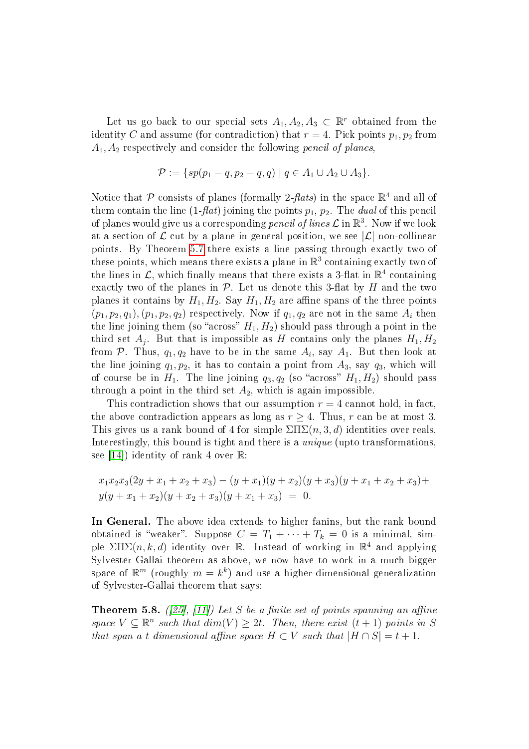Let us go back to our special sets $A_1, A_2, A_3 \subset \mathbb{R}^r$ obtained from the identity $C$ and assume (for contradiction) that $r = 4$. Pick points $p_1, p_2$ from $A_1, A_2$ respectively and consider the following *pencil of planes*,

$$\mathcal{P} := \{sp(p_1 - q, p_2 - q, q) \mid q \in A_1 \cup A_2 \cup A_3\}.$$

Notice that $\mathcal{P}$ consists of planes (formally 2-*flats*) in the space $\mathbb{R}^4$ and all of them contain the line (1-*flat*) joining the points $p_1, p_2$. The *dual* of this pencil of planes would give us a corresponding *pencil of lines* $\mathcal{L}$ in $\mathbb{R}^3$. Now if we look at a section of $\mathcal{L}$ cut by a plane in general position, we see $|\mathcal{L}|$ non-collinear points. By Theorem 5.7 there exists a line passing through exactly two of these points, which means there exists a plane in $\mathbb{R}^3$ containing exactly two of the lines in $\mathcal{L}$, which finally means that there exists a 3-flat in $\mathbb{R}^4$ containing exactly two of the planes in $\mathcal{P}$. Let us denote this 3-flat by $H$ and the two planes it contains by $H_1, H_2$. Say $H_1, H_2$ are affine spans of the three points $(p_1, p_2, q_1), (p_1, p_2, q_2)$ respectively. Now if $q_1, q_2$ are not in the same $A_i$ then the line joining them (so "across" $H_1, H_2$) should pass through a point in the third set $A_j$. But that is impossible as $H$ contains only the planes $H_1, H_2$ from $\mathcal{P}$. Thus, $q_1, q_2$ have to be in the same $A_i$, say $A_1$. But then look at the line joining $q_1, p_2$, it has to contain a point from $A_3$, say $q_3$, which will of course be in $H_1$. The line joining $q_3, q_2$ (so "across" $H_1, H_2$) should pass through a point in the third set $A_2$, which is again impossible.

This contradiction shows that our assumption $r = 4$ cannot hold, in fact, the above contradiction appears as long as $r \geq 4$. Thus, $r$ can be at most 3. This gives us a rank bound of 4 for simple $\Sigma\Pi\Sigma(n, 3, d)$ identities over reals. Interestingly, this bound is tight and there is a *unique* (upto transformations, see [14]) identity of rank 4 over $\mathbb{R}$:

$$x_1x_2x_3(2y + x_1 + x_2 + x_3) - (y + x_1)(y + x_2)(y + x_3)(y + x_1 + x_2 + x_3) +$$
$$y(y + x_1 + x_2)(y + x_2 + x_3)(y + x_1 + x_3) \;=\; 0.$$

**In General.** The above idea extends to higher fanins, but the rank bound obtained is "weaker". Suppose $C = T_1 + \cdots + T_k = 0$ is a minimal, simple $\Sigma\Pi\Sigma(n, k, d)$ identity over $\mathbb{R}$. Instead of working in $\mathbb{R}^4$ and applying Sylvester-Gallai theorem as above, we now have to work in a much bigger space of $\mathbb{R}^m$ (roughly $m = k^k$) and use a higher-dimensional generalization of Sylvester-Gallai theorem that says:

**Theorem 5.8.** *([25], [11]) Let $S$ be a finite set of points spanning an affine space $V \subseteq \mathbb{R}^n$ such that $dim(V) \geq 2t$. Then, there exist $(t + 1)$ points in $S$ that span a $t$ dimensional affine space $H \subset V$ such that $|H \cap S| = t + 1$.*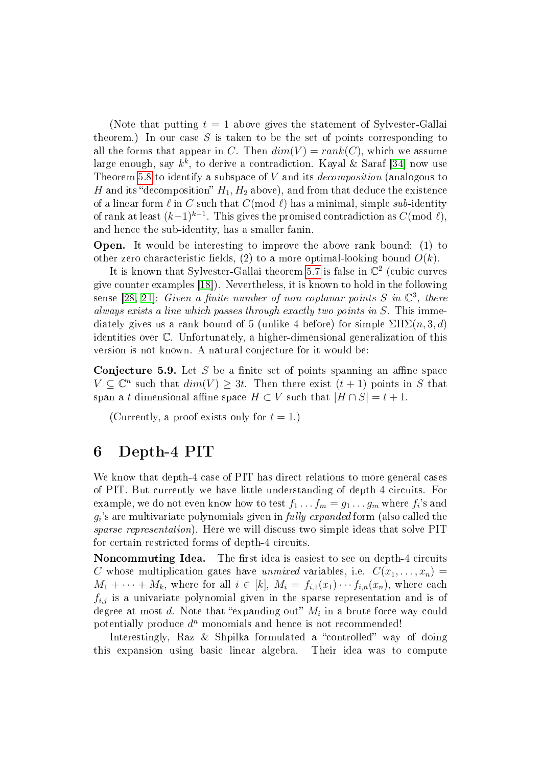(Note that putting $t = 1$ above gives the statement of Sylvester-Gallai theorem.) In our case $S$ is taken to be the set of points corresponding to all the forms that appear in $C$. Then $dim(V) = rank(C)$, which we assume large enough, say $k^k$, to derive a contradiction. Kayal & Saraf [34] now use Theorem 5.8 to identify a subspace of $V$ and its *decomposition* (analogous to $H$ and its "decomposition" $H_1, H_2$ above), and from that deduce the existence of a linear form $\ell$ in $C$ such that $C(\text{mod } \ell)$ has a minimal, simple *sub*-identity of rank at least $(k-1)^{k-1}$. This gives the promised contradiction as $C(\text{mod } \ell)$, and hence the sub-identity, has a smaller fanin.

**Open.** It would be interesting to improve the above rank bound: (1) to other zero characteristic fields, (2) to a more optimal-looking bound $O(k)$.

It is known that Sylvester-Gallai theorem 5.7 is false in $\mathbb{C}^2$ (cubic curves give counter examples [18]). Nevertheless, it is known to hold in the following sense [28, 21]: *Given a finite number of non-coplanar points $S$ in $\mathbb{C}^3$, there always exists a line which passes through exactly two points in $S$.* This immediately gives us a rank bound of 5 (unlike 4 before) for simple $\Sigma\Pi\Sigma(n, 3, d)$ identities over $\mathbb{C}$. Unfortunately, a higher-dimensional generalization of this version is not known. A natural conjecture for it would be:

**Conjecture 5.9.** Let $S$ be a finite set of points spanning an affine space $V \subseteq \mathbb{C}^n$ such that $dim(V) \geq 3t$. Then there exist $(t+1)$ points in $S$ that span a $t$ dimensional affine space $H \subset V$ such that $|H \cap S| = t + 1$.

(Currently, a proof exists only for $t = 1$.)

# 6 Depth-4 PIT

We know that depth-4 case of PIT has direct relations to more general cases of PIT. But currently we have little understanding of depth-4 circuits. For example, we do not even know how to test $f_1 \dots f_m = g_1 \dots g_m$ where $f_i$'s and $g_i$'s are multivariate polynomials given in *fully expanded* form (also called the *sparse representation*). Here we will discuss two simple ideas that solve PIT for certain restricted forms of depth-4 circuits.

**Noncommuting Idea.** The first idea is easiest to see on depth-4 circuits $C$ whose multiplication gates have *unmixed* variables, i.e. $C(x_1, \dots, x_n) = M_1 + \dots + M_k$, where for all $i \in [k]$, $M_i = f_{i,1}(x_1) \cdots f_{i,n}(x_n)$, where each $f_{i,j}$ is a univariate polynomial given in the sparse representation and is of degree at most $d$. Note that "expanding out" $M_i$ in a brute force way could potentially produce $d^n$ monomials and hence is not recommended!

Interestingly, Raz & Shpilka formulated a "controlled" way of doing this expansion using basic linear algebra. Their idea was to compute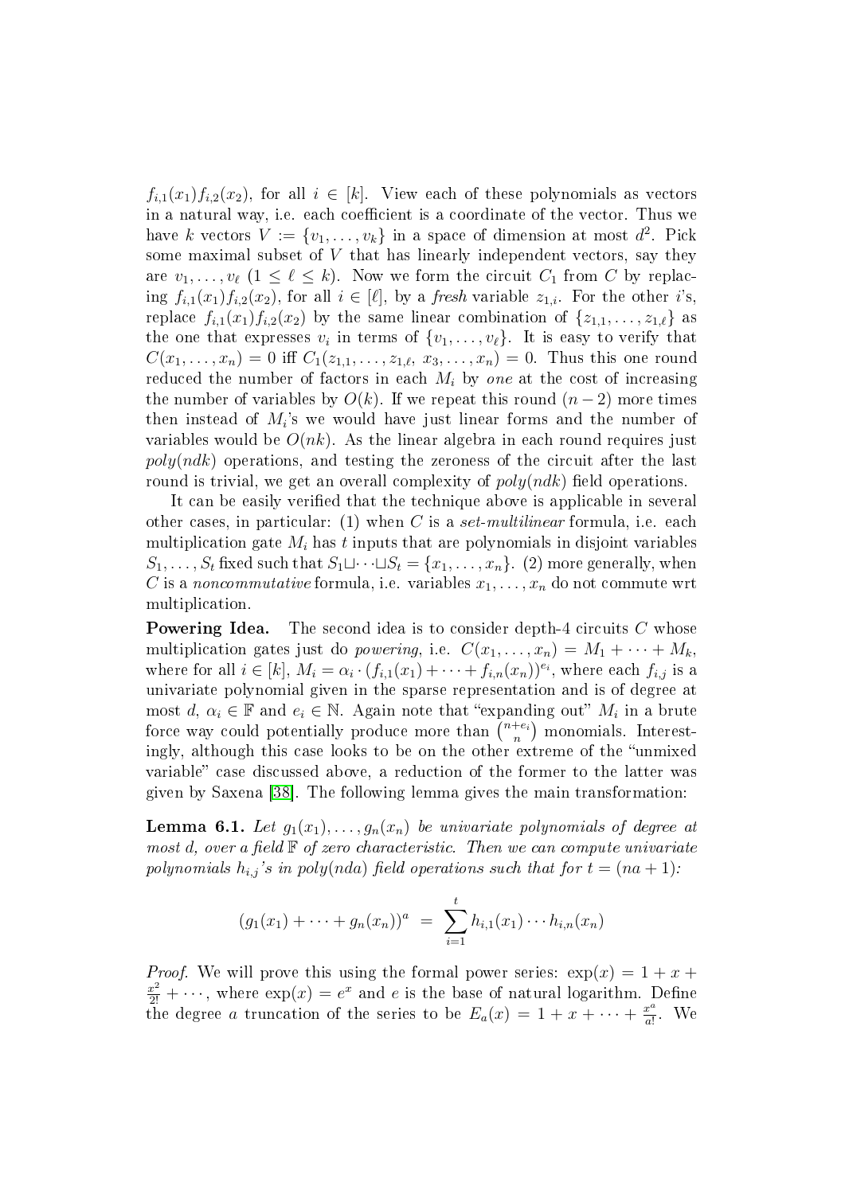$f_{i,1}(x_1)f_{i,2}(x_2)$, for all $i \in [k]$. View each of these polynomials as vectors in a natural way, i.e. each coefficient is a coordinate of the vector. Thus we have $k$ vectors $V := \{v_1, \ldots, v_k\}$ in a space of dimension at most $d^2$. Pick some maximal subset of $V$ that has linearly independent vectors, say they are $v_1, \ldots, v_\ell$ ($1 \le \ell \le k$). Now we form the circuit $C_1$ from $C$ by replacing $f_{i,1}(x_1)f_{i,2}(x_2)$, for all $i \in [\ell]$, by a *fresh* variable $z_{1,i}$. For the other $i$'s, replace $f_{i,1}(x_1)f_{i,2}(x_2)$ by the same linear combination of $\{z_{1,1}, \ldots, z_{1,\ell}\}$ as the one that expresses $v_i$ in terms of $\{v_1, \ldots, v_\ell\}$. It is easy to verify that $C(x_1, \ldots, x_n) = 0$ iff $C_1(z_{1,1}, \ldots, z_{1,\ell}, x_3, \ldots, x_n) = 0$. Thus this one round reduced the number of factors in each $M_i$ by *one* at the cost of increasing the number of variables by $O(k)$. If we repeat this round $(n-2)$ more times then instead of $M_i$'s we would have just linear forms and the number of variables would be $O(nk)$. As the linear algebra in each round requires just $poly(ndk)$ operations, and testing the zeroness of the circuit after the last round is trivial, we get an overall complexity of $poly(ndk)$ field operations.

It can be easily verified that the technique above is applicable in several other cases, in particular: (1) when $C$ is a *set-multilinear* formula, i.e. each multiplication gate $M_i$ has $t$ inputs that are polynomials in disjoint variables $S_1, \ldots, S_t$ fixed such that $S_1 \sqcup \cdots \sqcup S_t = \{x_1, \ldots, x_n\}$. (2) more generally, when $C$ is a *noncommutative* formula, i.e. variables $x_1, \ldots, x_n$ do not commute wrt multiplication.

**Powering Idea.** The second idea is to consider depth-4 circuits $C$ whose multiplication gates just do *powering*, i.e. $C(x_1, \ldots, x_n) = M_1 + \cdots + M_k$, where for all $i \in [k]$, $M_i = \alpha_i \cdot (f_{i,1}(x_1) + \cdots + f_{i,n}(x_n))^{e_i}$, where each $f_{i,j}$ is a univariate polynomial given in the sparse representation and is of degree at most $d$, $\alpha_i \in \mathbb{F}$ and $e_i \in \mathbb{N}$. Again note that "expanding out" $M_i$ in a brute force way could potentially produce more than $\binom{n+e_i}{n}$ monomials. Interestingly, although this case looks to be on the other extreme of the "unmixed variable" case discussed above, a reduction of the former to the latter was given by Saxena [38]. The following lemma gives the main transformation:

**Lemma 6.1.** *Let $g_1(x_1), \ldots, g_n(x_n)$ be univariate polynomials of degree at most $d$, over a field $\mathbb{F}$ of zero characteristic. Then we can compute univariate polynomials $h_{i,j}$'s in $poly(nda)$ field operations such that for $t = (na+1)$:*

$$(g_1(x_1) + \cdots + g_n(x_n))^a \;=\; \sum_{i=1}^{t} h_{i,1}(x_1) \cdots h_{i,n}(x_n)$$

*Proof.* We will prove this using the formal power series: $\exp(x) = 1 + x + \frac{x^2}{2!} + \cdots$, where $\exp(x) = e^x$ and $e$ is the base of natural logarithm. Define the degree $a$ truncation of the series to be $E_a(x) = 1 + x + \cdots + \frac{x^a}{a!}$. We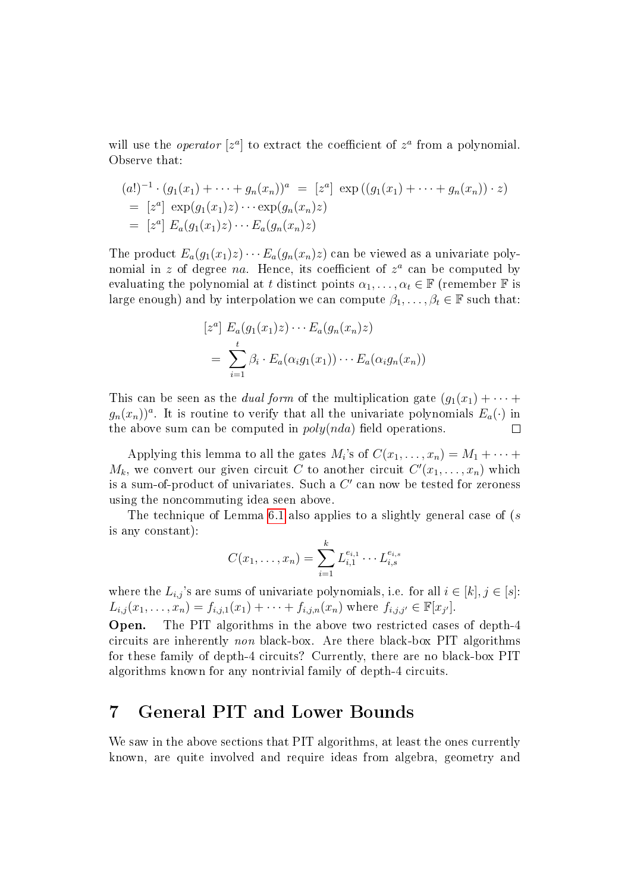will use the *operator* $[z^a]$ to extract the coefficient of $z^a$ from a polynomial. Observe that:

$$
\begin{aligned}
(a!)^{-1} \cdot (g_1(x_1) + \cdots + g_n(x_n))^a &= [z^a] \ \exp\left((g_1(x_1) + \cdots + g_n(x_n)) \cdot z\right) \\
&= [z^a] \ \exp(g_1(x_1)z) \cdots \exp(g_n(x_n)z) \\
&= [z^a] \ E_a(g_1(x_1)z) \cdots E_a(g_n(x_n)z)
\end{aligned}
$$

The product $E_a(g_1(x_1)z) \cdots E_a(g_n(x_n)z)$ can be viewed as a univariate polynomial in $z$ of degree $na$. Hence, its coefficient of $z^a$ can be computed by evaluating the polynomial at $t$ distinct points $\alpha_1, \ldots, \alpha_t \in \mathbb{F}$ (remember $\mathbb{F}$ is large enough) and by interpolation we can compute $\beta_1, \ldots, \beta_t \in \mathbb{F}$ such that:

$$
\begin{aligned}
&[z^a] \ E_a(g_1(x_1)z) \cdots E_a(g_n(x_n)z) \\
&= \sum_{i=1}^{t} \beta_i \cdot E_a(\alpha_i g_1(x_1)) \cdots E_a(\alpha_i g_n(x_n))
\end{aligned}
$$

This can be seen as the *dual form* of the multiplication gate $(g_1(x_1) + \cdots + g_n(x_n))^a$. It is routine to verify that all the univariate polynomials $E_a(\cdot)$ in the above sum can be computed in *poly*$(nda)$ field operations. $\square$

Applying this lemma to all the gates $M_i$'s of $C(x_1, \ldots, x_n) = M_1 + \cdots + M_k$, we convert our given circuit $C$ to another circuit $C'(x_1, \ldots, x_n)$ which is a sum-of-product of univariates. Such a $C'$ can now be tested for zeroness using the noncommuting idea seen above.

The technique of Lemma 6.1 also applies to a slightly general case of ($s$ is any constant):

$$
C(x_1, \ldots, x_n) = \sum_{i=1}^{k} L_{i,1}^{e_{i,1}} \cdots L_{i,s}^{e_{i,s}}
$$

where the $L_{i,j}$'s are sums of univariate polynomials, i.e. for all $i \in [k], j \in [s]$: $L_{i,j}(x_1, \ldots, x_n) = f_{i,j,1}(x_1) + \cdots + f_{i,j,n}(x_n)$ where $f_{i,j,j'} \in \mathbb{F}[x_{j'}]$.

**Open.** The PIT algorithms in the above two restricted cases of depth-4 circuits are inherently *non* black-box. Are there black-box PIT algorithms for these family of depth-4 circuits? Currently, there are no black-box PIT algorithms known for any nontrivial family of depth-4 circuits.

# 7 General PIT and Lower Bounds

We saw in the above sections that PIT algorithms, at least the ones currently known, are quite involved and require ideas from algebra, geometry and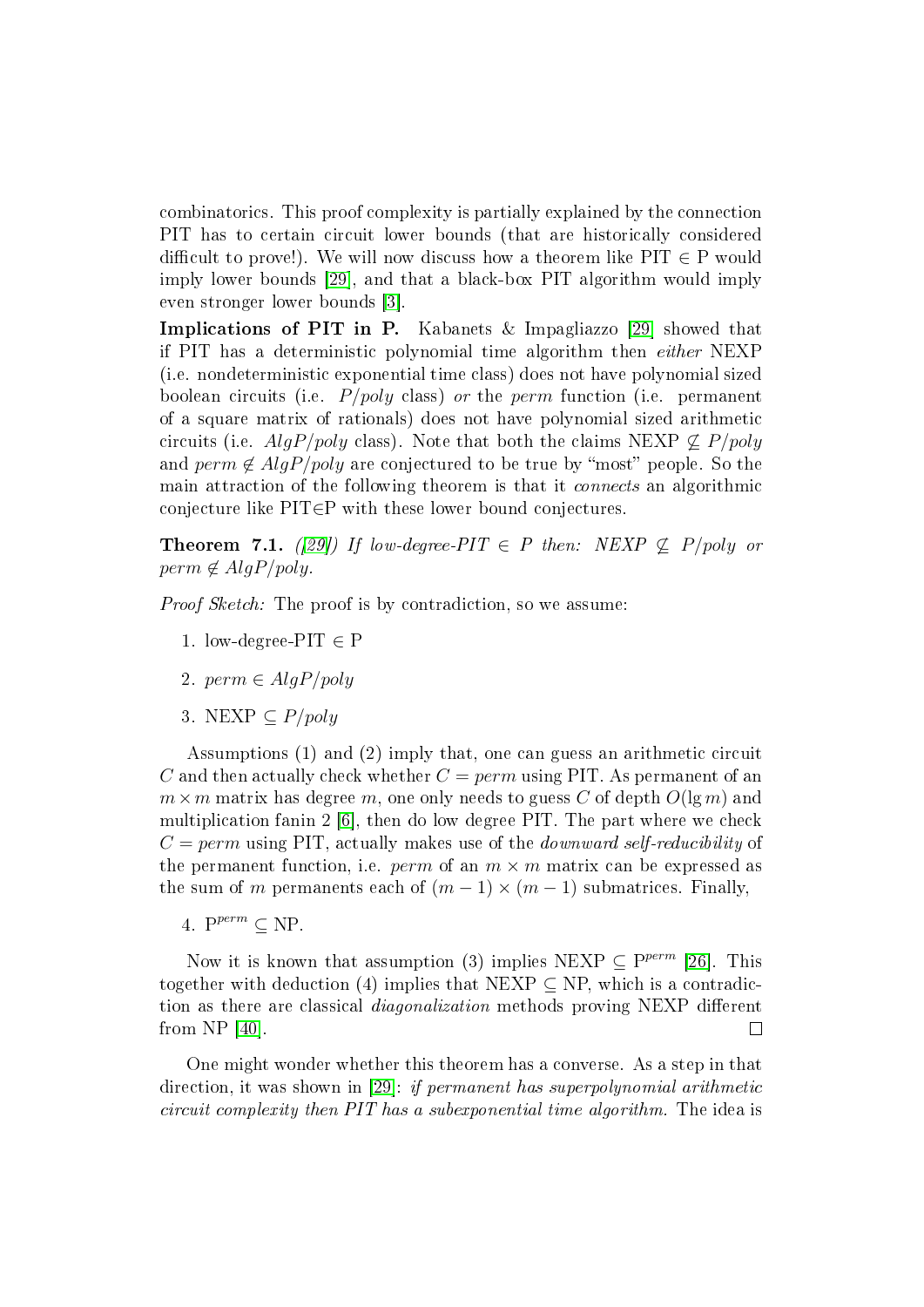combinatorics. This proof complexity is partially explained by the connection PIT has to certain circuit lower bounds (that are historically considered difficult to prove!). We will now discuss how a theorem like PIT $\in$ P would imply lower bounds [29], and that a black-box PIT algorithm would imply even stronger lower bounds [3].

**Implications of PIT in P.** Kabanets & Impagliazzo [29] showed that if PIT has a deterministic polynomial time algorithm then *either* NEXP (i.e. nondeterministic exponential time class) does not have polynomial sized boolean circuits (i.e. $P/poly$ class) *or* the *perm* function (i.e. permanent of a square matrix of rationals) does not have polynomial sized arithmetic circuits (i.e. $AlgP/poly$ class). Note that both the claims NEXP $\not\subseteq P/poly$ and $perm \notin AlgP/poly$ are conjectured to be true by "most" people. So the main attraction of the following theorem is that it *connects* an algorithmic conjecture like PIT$\in$P with these lower bound conjectures.

**Theorem 7.1.** *([29]) If low-degree-PIT $\in$ P then: NEXP $\not\subseteq P/poly$ or $perm \notin AlgP/poly$.*

*Proof Sketch:* The proof is by contradiction, so we assume:

1. low-degree-PIT $\in$ P
2. $perm \in AlgP/poly$
3. NEXP $\subseteq P/poly$

Assumptions (1) and (2) imply that, one can guess an arithmetic circuit $C$ and then actually check whether $C = perm$ using PIT. As permanent of an $m \times m$ matrix has degree $m$, one only needs to guess $C$ of depth $O(\lg m)$ and multiplication fanin 2 [6], then do low degree PIT. The part where we check $C = perm$ using PIT, actually makes use of the *downward self-reducibility* of the permanent function, i.e. *perm* of an $m \times m$ matrix can be expressed as the sum of $m$ permanents each of $(m-1) \times (m-1)$ submatrices. Finally,

4. $P^{perm} \subseteq$ NP.

Now it is known that assumption (3) implies NEXP $\subseteq P^{perm}$ [26]. This together with deduction (4) implies that NEXP $\subseteq$ NP, which is a contradiction as there are classical *diagonalization* methods proving NEXP different from NP [40]. $\square$

One might wonder whether this theorem has a converse. As a step in that direction, it was shown in [29]: *if permanent has superpolynomial arithmetic circuit complexity then PIT has a subexponential time algorithm.* The idea is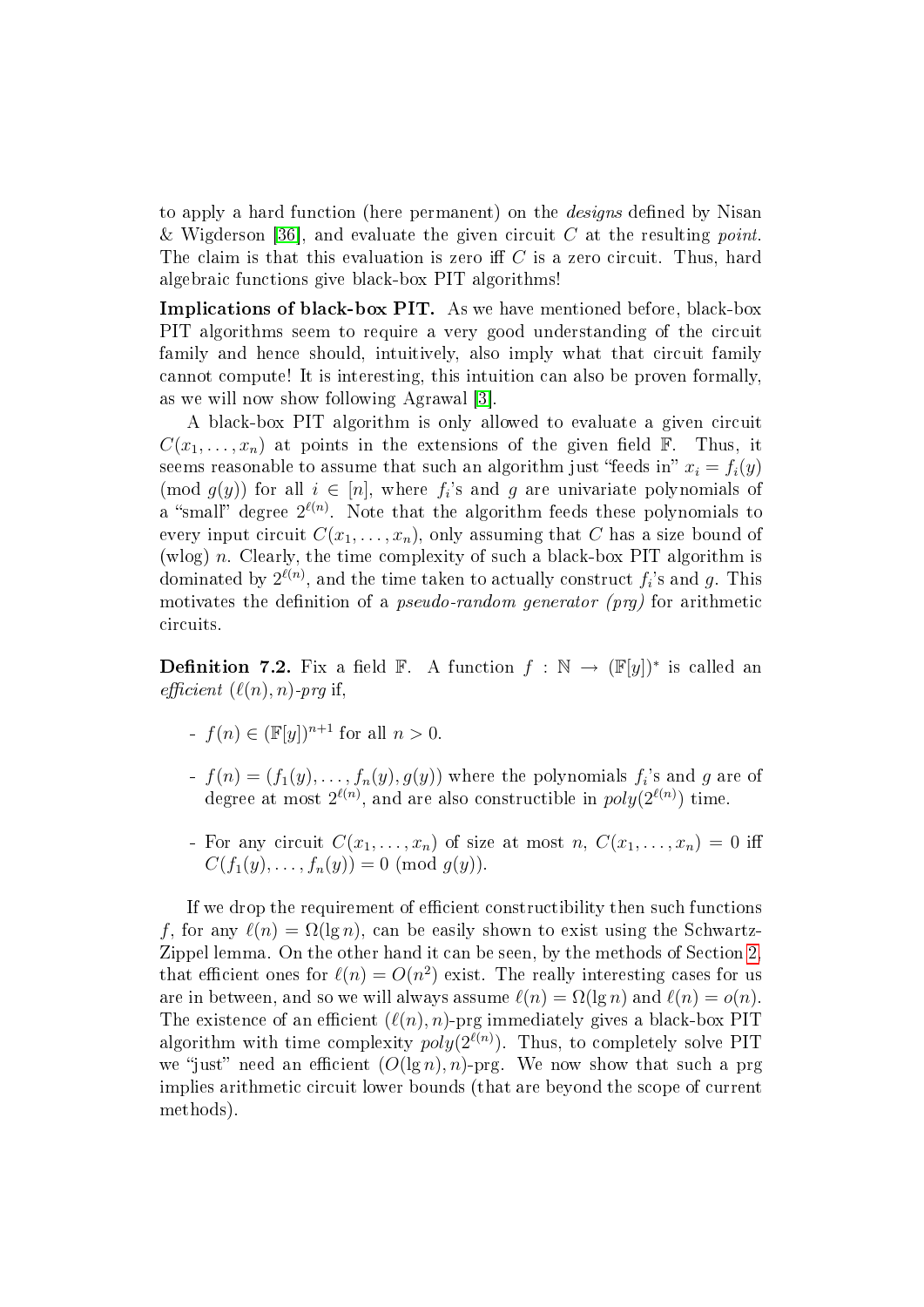to apply a hard function (here permanent) on the *designs* defined by Nisan & Wigderson [36], and evaluate the given circuit $C$ at the resulting *point*. The claim is that this evaluation is zero iff $C$ is a zero circuit. Thus, hard algebraic functions give black-box PIT algorithms!

**Implications of black-box PIT.** As we have mentioned before, black-box PIT algorithms seem to require a very good understanding of the circuit family and hence should, intuitively, also imply what that circuit family cannot compute! It is interesting, this intuition can also be proven formally, as we will now show following Agrawal [3].

A black-box PIT algorithm is only allowed to evaluate a given circuit $C(x_1, \ldots, x_n)$ at points in the extensions of the given field $\mathbb{F}$. Thus, it seems reasonable to assume that such an algorithm just "feeds in" $x_i = f_i(y) \pmod{g(y)}$ for all $i \in [n]$, where $f_i$'s and $g$ are univariate polynomials of a "small" degree $2^{\ell(n)}$. Note that the algorithm feeds these polynomials to every input circuit $C(x_1, \ldots, x_n)$, only assuming that $C$ has a size bound of (wlog) $n$. Clearly, the time complexity of such a black-box PIT algorithm is dominated by $2^{\ell(n)}$, and the time taken to actually construct $f_i$'s and $g$. This motivates the definition of a *pseudo-random generator (prg)* for arithmetic circuits.

**Definition 7.2.** Fix a field $\mathbb{F}$. A function $f : \mathbb{N} \to (\mathbb{F}[y])^*$ is called an *efficient* $(\ell(n), n)$*-prg* if,

- $f(n) \in (\mathbb{F}[y])^{n+1}$ for all $n > 0$.
- $f(n) = (f_1(y), \ldots, f_n(y), g(y))$ where the polynomials $f_i$'s and $g$ are of degree at most $2^{\ell(n)}$, and are also constructible in $poly(2^{\ell(n)})$ time.
- For any circuit $C(x_1, \ldots, x_n)$ of size at most $n$, $C(x_1, \ldots, x_n) = 0$ iff $C(f_1(y), \ldots, f_n(y)) = 0 \pmod{g(y)}$.

If we drop the requirement of efficient constructibility then such functions $f$, for any $\ell(n) = \Omega(\lg n)$, can be easily shown to exist using the Schwartz-Zippel lemma. On the other hand it can be seen, by the methods of Section 2, that efficient ones for $\ell(n) = O(n^2)$ exist. The really interesting cases for us are in between, and so we will always assume $\ell(n) = \Omega(\lg n)$ and $\ell(n) = o(n)$. The existence of an efficient $(\ell(n), n)$-prg immediately gives a black-box PIT algorithm with time complexity $poly(2^{\ell(n)})$. Thus, to completely solve PIT we "just" need an efficient $(O(\lg n), n)$-prg. We now show that such a prg implies arithmetic circuit lower bounds (that are beyond the scope of current methods).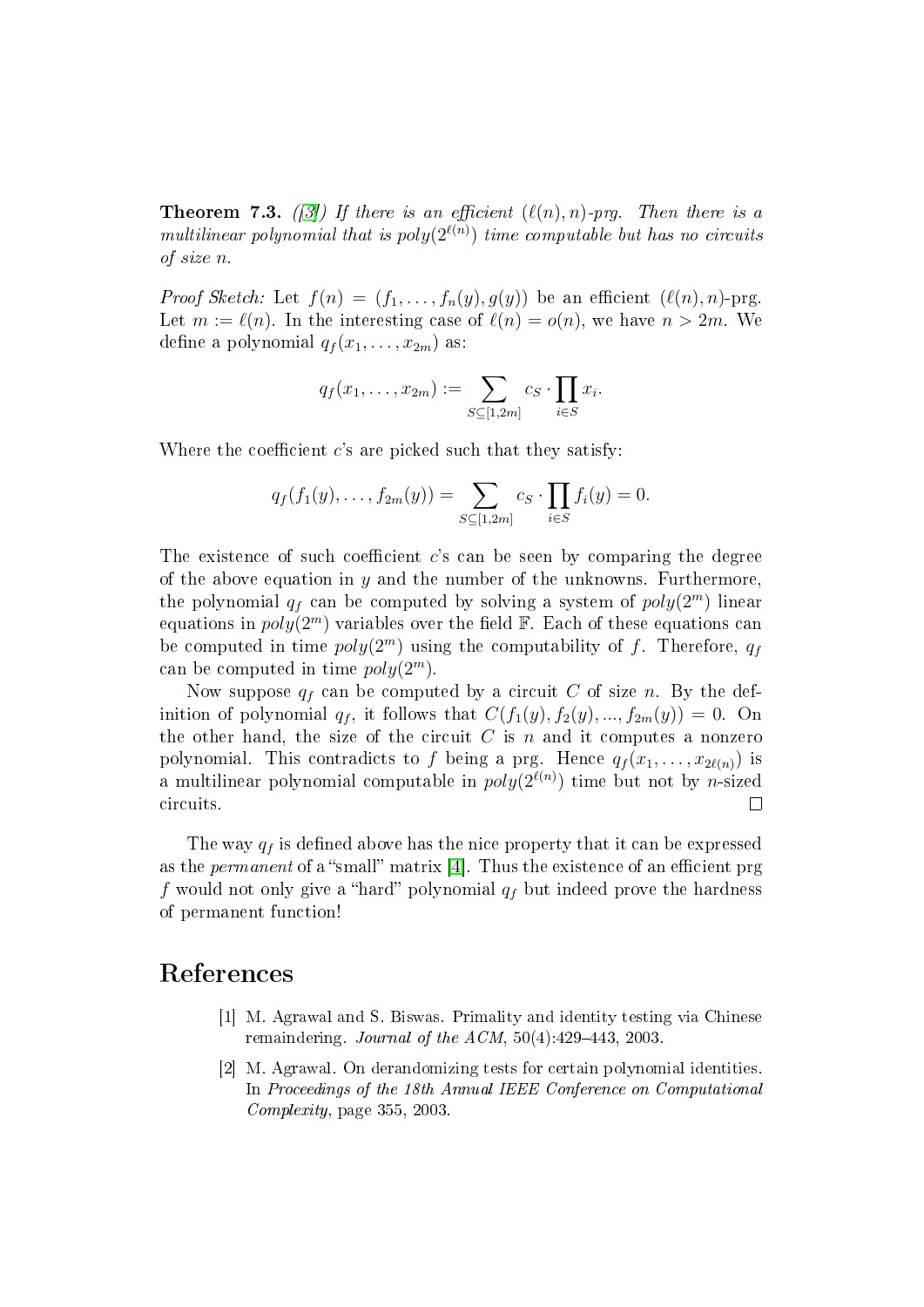**Theorem 7.3.** *([3]) If there is an efficient $(\ell(n), n)$-prg. Then there is a multilinear polynomial that is poly$(2^{\ell(n)})$ time computable but has no circuits of size $n$.*

*Proof Sketch:* Let $f(n) = (f_1, \ldots, f_n(y), g(y))$ be an efficient $(\ell(n), n)$-prg. Let $m := \ell(n)$. In the interesting case of $\ell(n) = o(n)$, we have $n > 2m$. We define a polynomial $q_f(x_1, \ldots, x_{2m})$ as:

$$q_f(x_1, \ldots, x_{2m}) := \sum_{S \subseteq [1,2m]} c_S \cdot \prod_{i \in S} x_i.$$

Where the coefficient $c$'s are picked such that they satisfy:

$$q_f(f_1(y), \ldots, f_{2m}(y)) = \sum_{S \subseteq [1,2m]} c_S \cdot \prod_{i \in S} f_i(y) = 0.$$

The existence of such coefficient $c$'s can be seen by comparing the degree of the above equation in $y$ and the number of the unknowns. Furthermore, the polynomial $q_f$ can be computed by solving a system of $poly(2^m)$ linear equations in $poly(2^m)$ variables over the field $\mathbb{F}$. Each of these equations can be computed in time $poly(2^m)$ using the computability of $f$. Therefore, $q_f$ can be computed in time $poly(2^m)$.

Now suppose $q_f$ can be computed by a circuit $C$ of size $n$. By the definition of polynomial $q_f$, it follows that $C(f_1(y), f_2(y), ..., f_{2m}(y)) = 0$. On the other hand, the size of the circuit $C$ is $n$ and it computes a nonzero polynomial. This contradicts to $f$ being a prg. Hence $q_f(x_1, \ldots, x_{2\ell(n)})$ is a multilinear polynomial computable in $poly(2^{\ell(n)})$ time but not by $n$-sized circuits. □

The way $q_f$ is defined above has the nice property that it can be expressed as the *permanent* of a "small" matrix [4]. Thus the existence of an efficient prg $f$ would not only give a "hard" polynomial $q_f$ but indeed prove the hardness of permanent function!

# References

[1] M. Agrawal and S. Biswas. Primality and identity testing via Chinese remaindering. *Journal of the ACM*, 50(4):429–443, 2003.

[2] M. Agrawal. On derandomizing tests for certain polynomial identities. In *Proceedings of the 18th Annual IEEE Conference on Computational Complexity*, page 355, 2003.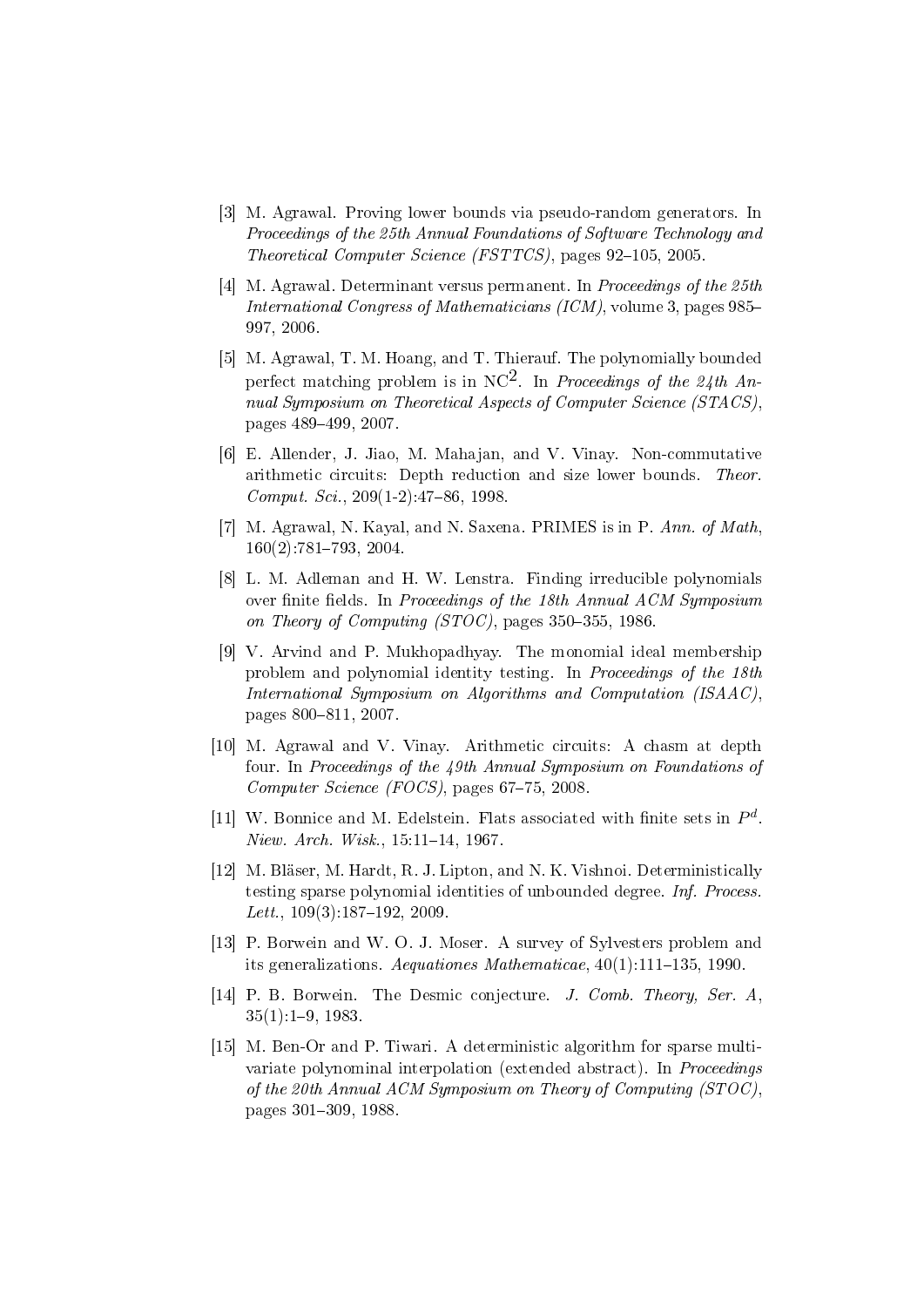[3] M. Agrawal. Proving lower bounds via pseudo-random generators. In *Proceedings of the 25th Annual Foundations of Software Technology and Theoretical Computer Science (FSTTCS)*, pages 92–105, 2005.

[4] M. Agrawal. Determinant versus permanent. In *Proceedings of the 25th International Congress of Mathematicians (ICM)*, volume 3, pages 985–997, 2006.

[5] M. Agrawal, T. M. Hoang, and T. Thierauf. The polynomially bounded perfect matching problem is in $NC^2$. In *Proceedings of the 24th Annual Symposium on Theoretical Aspects of Computer Science (STACS)*, pages 489–499, 2007.

[6] E. Allender, J. Jiao, M. Mahajan, and V. Vinay. Non-commutative arithmetic circuits: Depth reduction and size lower bounds. *Theor. Comput. Sci.*, 209(1-2):47–86, 1998.

[7] M. Agrawal, N. Kayal, and N. Saxena. PRIMES is in P. *Ann. of Math*, 160(2):781–793, 2004.

[8] L. M. Adleman and H. W. Lenstra. Finding irreducible polynomials over finite fields. In *Proceedings of the 18th Annual ACM Symposium on Theory of Computing (STOC)*, pages 350–355, 1986.

[9] V. Arvind and P. Mukhopadhyay. The monomial ideal membership problem and polynomial identity testing. In *Proceedings of the 18th International Symposium on Algorithms and Computation (ISAAC)*, pages 800–811, 2007.

[10] M. Agrawal and V. Vinay. Arithmetic circuits: A chasm at depth four. In *Proceedings of the 49th Annual Symposium on Foundations of Computer Science (FOCS)*, pages 67–75, 2008.

[11] W. Bonnice and M. Edelstein. Flats associated with finite sets in $P^d$. *Niew. Arch. Wisk.*, 15:11–14, 1967.

[12] M. Bläser, M. Hardt, R. J. Lipton, and N. K. Vishnoi. Deterministically testing sparse polynomial identities of unbounded degree. *Inf. Process. Lett.*, 109(3):187–192, 2009.

[13] P. Borwein and W. O. J. Moser. A survey of Sylvesters problem and its generalizations. *Aequationes Mathematicae*, 40(1):111–135, 1990.

[14] P. B. Borwein. The Desmic conjecture. *J. Comb. Theory, Ser. A*, 35(1):1–9, 1983.

[15] M. Ben-Or and P. Tiwari. A deterministic algorithm for sparse multivariate polynominal interpolation (extended abstract). In *Proceedings of the 20th Annual ACM Symposium on Theory of Computing (STOC)*, pages 301–309, 1988.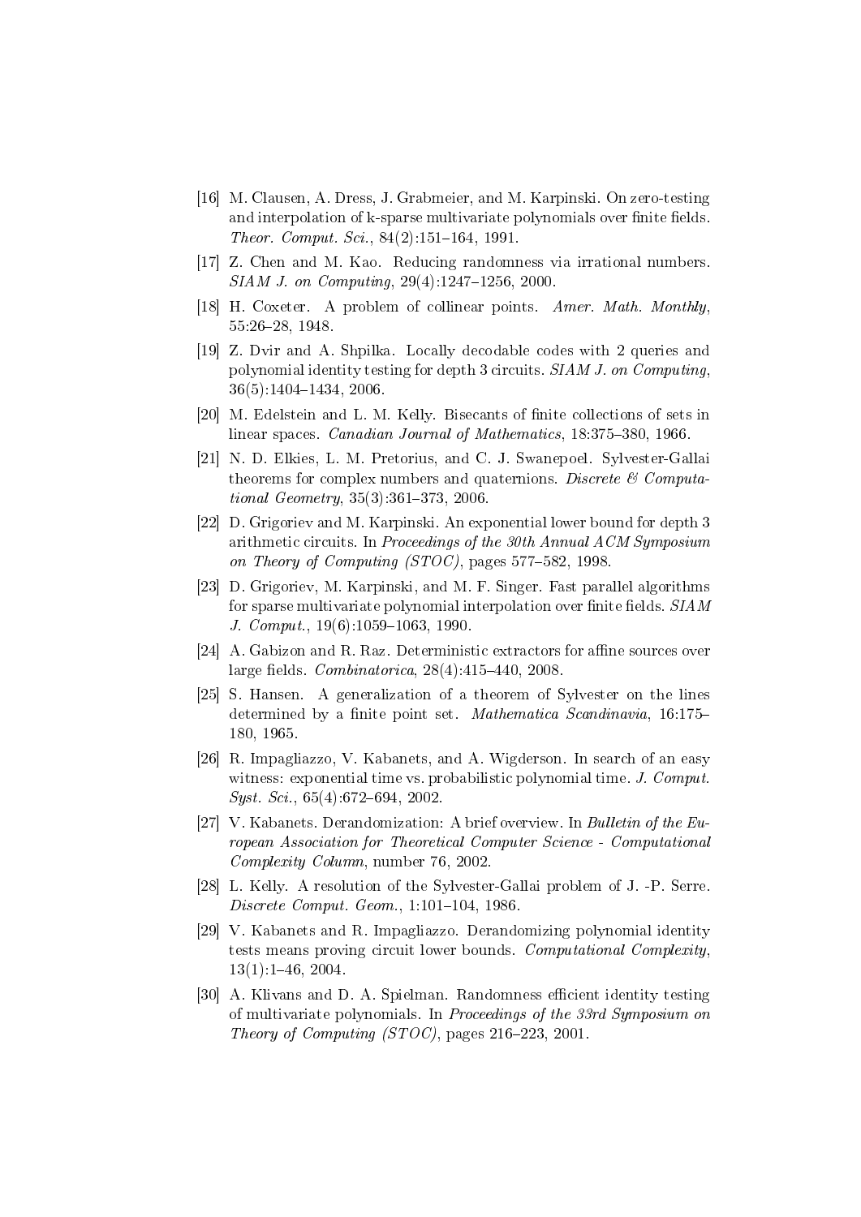[16] M. Clausen, A. Dress, J. Grabmeier, and M. Karpinski. On zero-testing and interpolation of k-sparse multivariate polynomials over finite fields. *Theor. Comput. Sci.*, 84(2):151–164, 1991.

[17] Z. Chen and M. Kao. Reducing randomness via irrational numbers. *SIAM J. on Computing*, 29(4):1247–1256, 2000.

[18] H. Coxeter. A problem of collinear points. *Amer. Math. Monthly*, 55:26–28, 1948.

[19] Z. Dvir and A. Shpilka. Locally decodable codes with 2 queries and polynomial identity testing for depth 3 circuits. *SIAM J. on Computing*, 36(5):1404–1434, 2006.

[20] M. Edelstein and L. M. Kelly. Bisecants of finite collections of sets in linear spaces. *Canadian Journal of Mathematics*, 18:375–380, 1966.

[21] N. D. Elkies, L. M. Pretorius, and C. J. Swanepoel. Sylvester-Gallai theorems for complex numbers and quaternions. *Discrete & Computational Geometry*, 35(3):361–373, 2006.

[22] D. Grigoriev and M. Karpinski. An exponential lower bound for depth 3 arithmetic circuits. In *Proceedings of the 30th Annual ACM Symposium on Theory of Computing (STOC)*, pages 577–582, 1998.

[23] D. Grigoriev, M. Karpinski, and M. F. Singer. Fast parallel algorithms for sparse multivariate polynomial interpolation over finite fields. *SIAM J. Comput.*, 19(6):1059–1063, 1990.

[24] A. Gabizon and R. Raz. Deterministic extractors for affine sources over large fields. *Combinatorica*, 28(4):415–440, 2008.

[25] S. Hansen. A generalization of a theorem of Sylvester on the lines determined by a finite point set. *Mathematica Scandinavia*, 16:175–180, 1965.

[26] R. Impagliazzo, V. Kabanets, and A. Wigderson. In search of an easy witness: exponential time vs. probabilistic polynomial time. *J. Comput. Syst. Sci.*, 65(4):672–694, 2002.

[27] V. Kabanets. Derandomization: A brief overview. In *Bulletin of the European Association for Theoretical Computer Science - Computational Complexity Column*, number 76, 2002.

[28] L. Kelly. A resolution of the Sylvester-Gallai problem of J. -P. Serre. *Discrete Comput. Geom.*, 1:101–104, 1986.

[29] V. Kabanets and R. Impagliazzo. Derandomizing polynomial identity tests means proving circuit lower bounds. *Computational Complexity*, 13(1):1–46, 2004.

[30] A. Klivans and D. A. Spielman. Randomness efficient identity testing of multivariate polynomials. In *Proceedings of the 33rd Symposium on Theory of Computing (STOC)*, pages 216–223, 2001.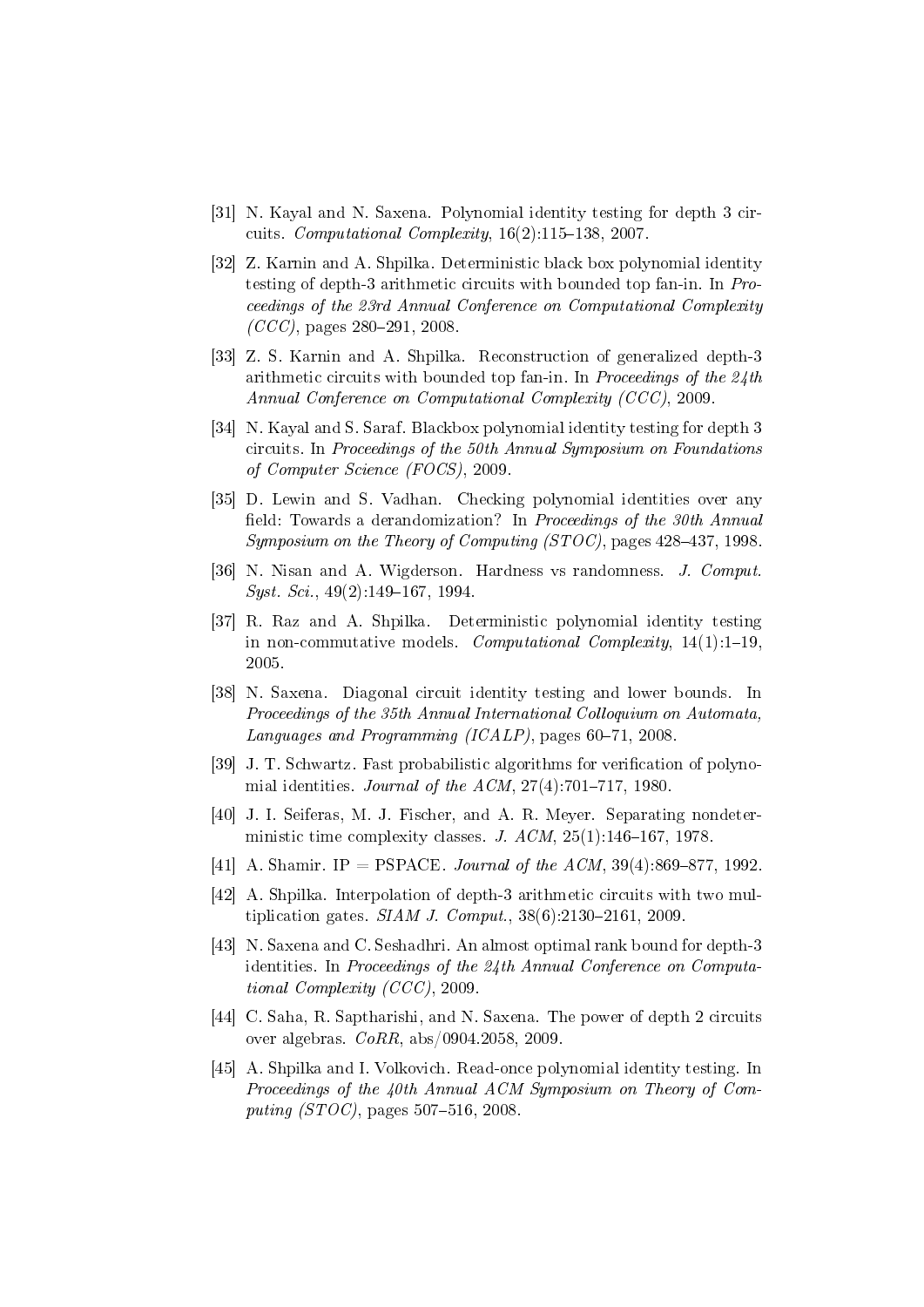[31] N. Kayal and N. Saxena. Polynomial identity testing for depth 3 circuits. *Computational Complexity*, 16(2):115–138, 2007.

[32] Z. Karnin and A. Shpilka. Deterministic black box polynomial identity testing of depth-3 arithmetic circuits with bounded top fan-in. In *Proceedings of the 23rd Annual Conference on Computational Complexity (CCC)*, pages 280–291, 2008.

[33] Z. S. Karnin and A. Shpilka. Reconstruction of generalized depth-3 arithmetic circuits with bounded top fan-in. In *Proceedings of the 24th Annual Conference on Computational Complexity (CCC)*, 2009.

[34] N. Kayal and S. Saraf. Blackbox polynomial identity testing for depth 3 circuits. In *Proceedings of the 50th Annual Symposium on Foundations of Computer Science (FOCS)*, 2009.

[35] D. Lewin and S. Vadhan. Checking polynomial identities over any field: Towards a derandomization? In *Proceedings of the 30th Annual Symposium on the Theory of Computing (STOC)*, pages 428–437, 1998.

[36] N. Nisan and A. Wigderson. Hardness vs randomness. *J. Comput. Syst. Sci.*, 49(2):149–167, 1994.

[37] R. Raz and A. Shpilka. Deterministic polynomial identity testing in non-commutative models. *Computational Complexity*, 14(1):1–19, 2005.

[38] N. Saxena. Diagonal circuit identity testing and lower bounds. In *Proceedings of the 35th Annual International Colloquium on Automata, Languages and Programming (ICALP)*, pages 60–71, 2008.

[39] J. T. Schwartz. Fast probabilistic algorithms for verification of polynomial identities. *Journal of the ACM*, 27(4):701–717, 1980.

[40] J. I. Seiferas, M. J. Fischer, and A. R. Meyer. Separating nondeterministic time complexity classes. *J. ACM*, 25(1):146–167, 1978.

[41] A. Shamir. IP = PSPACE. *Journal of the ACM*, 39(4):869–877, 1992.

[42] A. Shpilka. Interpolation of depth-3 arithmetic circuits with two multiplication gates. *SIAM J. Comput.*, 38(6):2130–2161, 2009.

[43] N. Saxena and C. Seshadhri. An almost optimal rank bound for depth-3 identities. In *Proceedings of the 24th Annual Conference on Computational Complexity (CCC)*, 2009.

[44] C. Saha, R. Saptharishi, and N. Saxena. The power of depth 2 circuits over algebras. *CoRR*, abs/0904.2058, 2009.

[45] A. Shpilka and I. Volkovich. Read-once polynomial identity testing. In *Proceedings of the 40th Annual ACM Symposium on Theory of Computing (STOC)*, pages 507–516, 2008.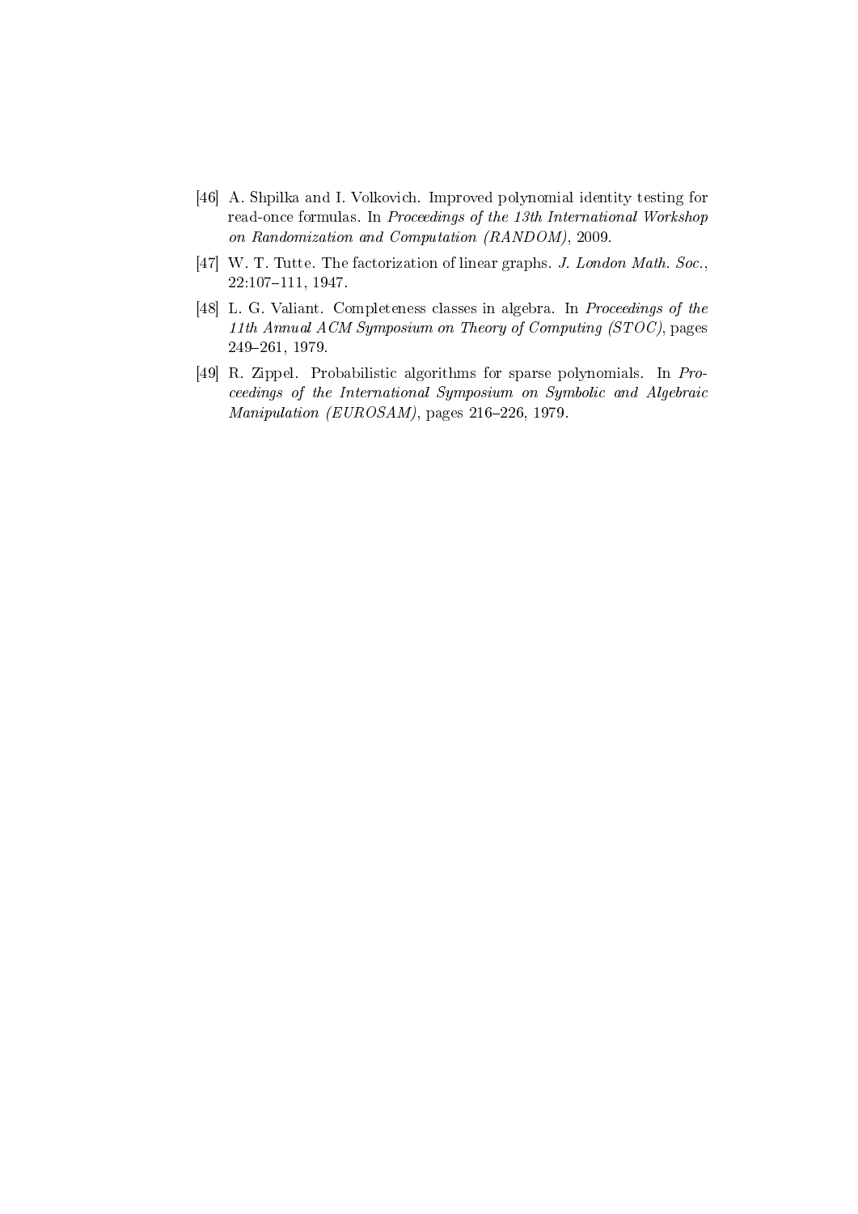[46] A. Shpilka and I. Volkovich. Improved polynomial identity testing for read-once formulas. In *Proceedings of the 13th International Workshop on Randomization and Computation (RANDOM)*, 2009.

[47] W. T. Tutte. The factorization of linear graphs. *J. London Math. Soc.*, 22:107–111, 1947.

[48] L. G. Valiant. Completeness classes in algebra. In *Proceedings of the 11th Annual ACM Symposium on Theory of Computing (STOC)*, pages 249–261, 1979.

[49] R. Zippel. Probabilistic algorithms for sparse polynomials. In *Proceedings of the International Symposium on Symbolic and Algebraic Manipulation (EUROSAM)*, pages 216–226, 1979.